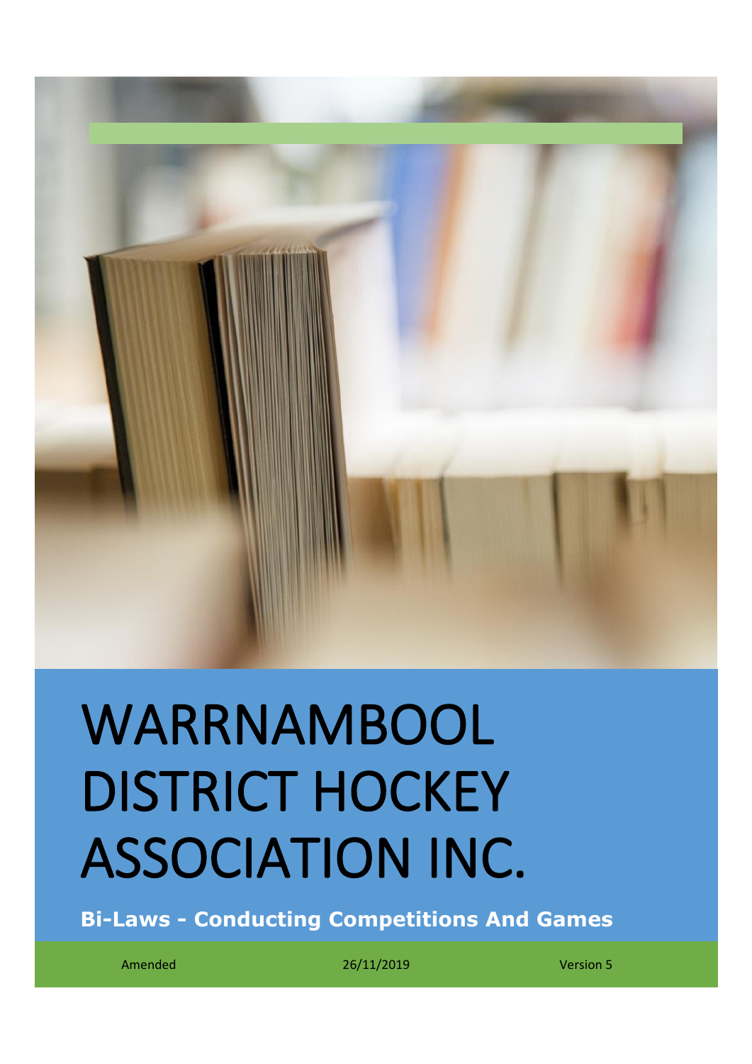# WARRNAMBOOL DISTRICT HOCKEY ASSOCIATION INC.

**Bi-Laws - Conducting Competitions And Games**

Amended 26/11/2019 Version 5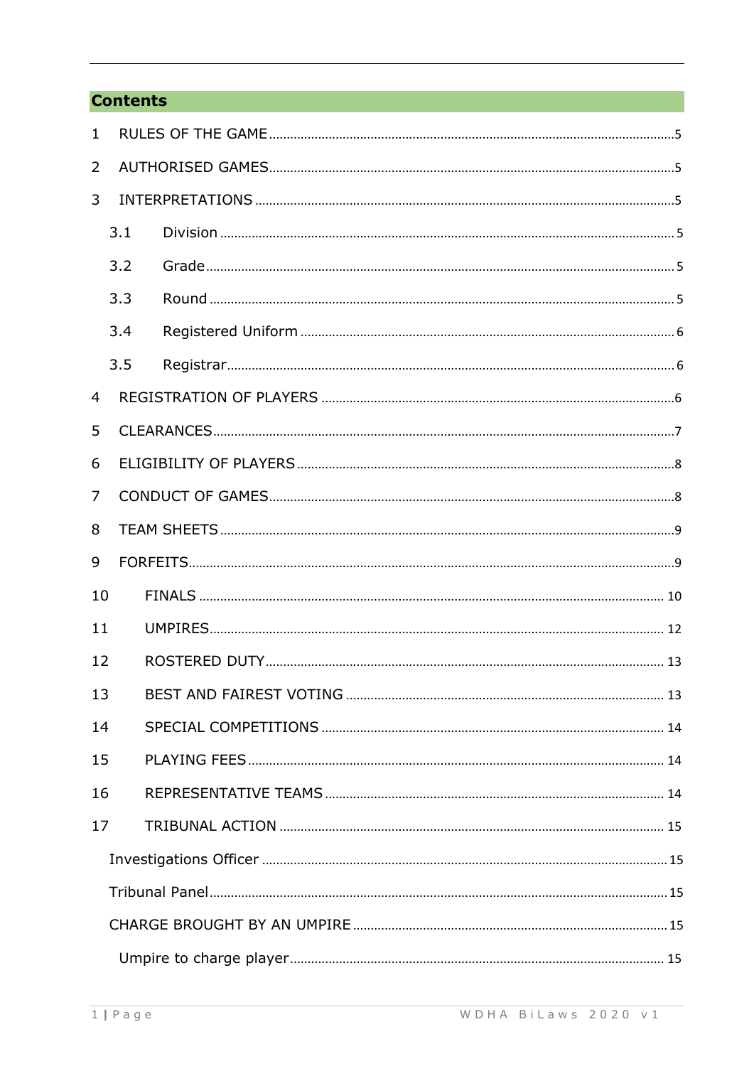## Contents

1 RULES OF THE GAME ........ 5

2 AUTHORISED GAMES ........ 5

3 INTERPRETATIONS ........ 5

- 3.1 Division ........ 5
- 3.2 Grade ........ 5
- 3.3 Round ........ 5
- 3.4 Registered Uniform ........ 6
- 3.5 Registrar ........ 6

4 REGISTRATION OF PLAYERS ........ 6

5 CLEARANCES ........ 7

6 ELIGIBILITY OF PLAYERS ........ 8

7 CONDUCT OF GAMES ........ 8

8 TEAM SHEETS ........ 9

9 FORFEITS ........ 9

10 FINALS ........ 10

11 UMPIRES ........ 12

12 ROSTERED DUTY ........ 13

13 BEST AND FAIREST VOTING ........ 13

14 SPECIAL COMPETITIONS ........ 14

15 PLAYING FEES ........ 14

16 REPRESENTATIVE TEAMS ........ 14

17 TRIBUNAL ACTION ........ 15

- Investigations Officer ........ 15
- Tribunal Panel ........ 15
- CHARGE BROUGHT BY AN UMPIRE ........ 15
  - Umpire to charge player ........ 15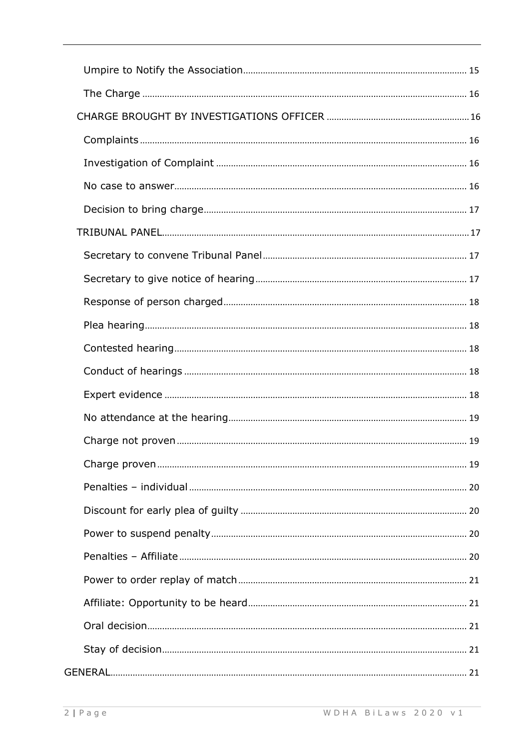Umpire to Notify the Association ........................................................ 15

The Charge ........................................................................................ 16

CHARGE BROUGHT BY INVESTIGATIONS OFFICER ................................ 16

Complaints ......................................................................................... 16

Investigation of Complaint ................................................................. 16

No case to answer .............................................................................. 16

Decision to bring charge ..................................................................... 17

TRIBUNAL PANEL ................................................................................ 17

Secretary to convene Tribunal Panel ................................................... 17

Secretary to give notice of hearing ..................................................... 17

Response of person charged ............................................................... 18

Plea hearing ....................................................................................... 18

Contested hearing .............................................................................. 18

Conduct of hearings ........................................................................... 18

Expert evidence .................................................................................. 18

No attendance at the hearing .............................................................. 19

Charge not proven .............................................................................. 19

Charge proven .................................................................................... 19

Penalties – individual .......................................................................... 20

Discount for early plea of guilty .......................................................... 20

Power to suspend penalty ................................................................... 20

Penalties – Affiliate ............................................................................. 20

Power to order replay of match ........................................................... 21

Affiliate: Opportunity to be heard ........................................................ 21

Oral decision ....................................................................................... 21

Stay of decision ................................................................................... 21

GENERAL ............................................................................................. 21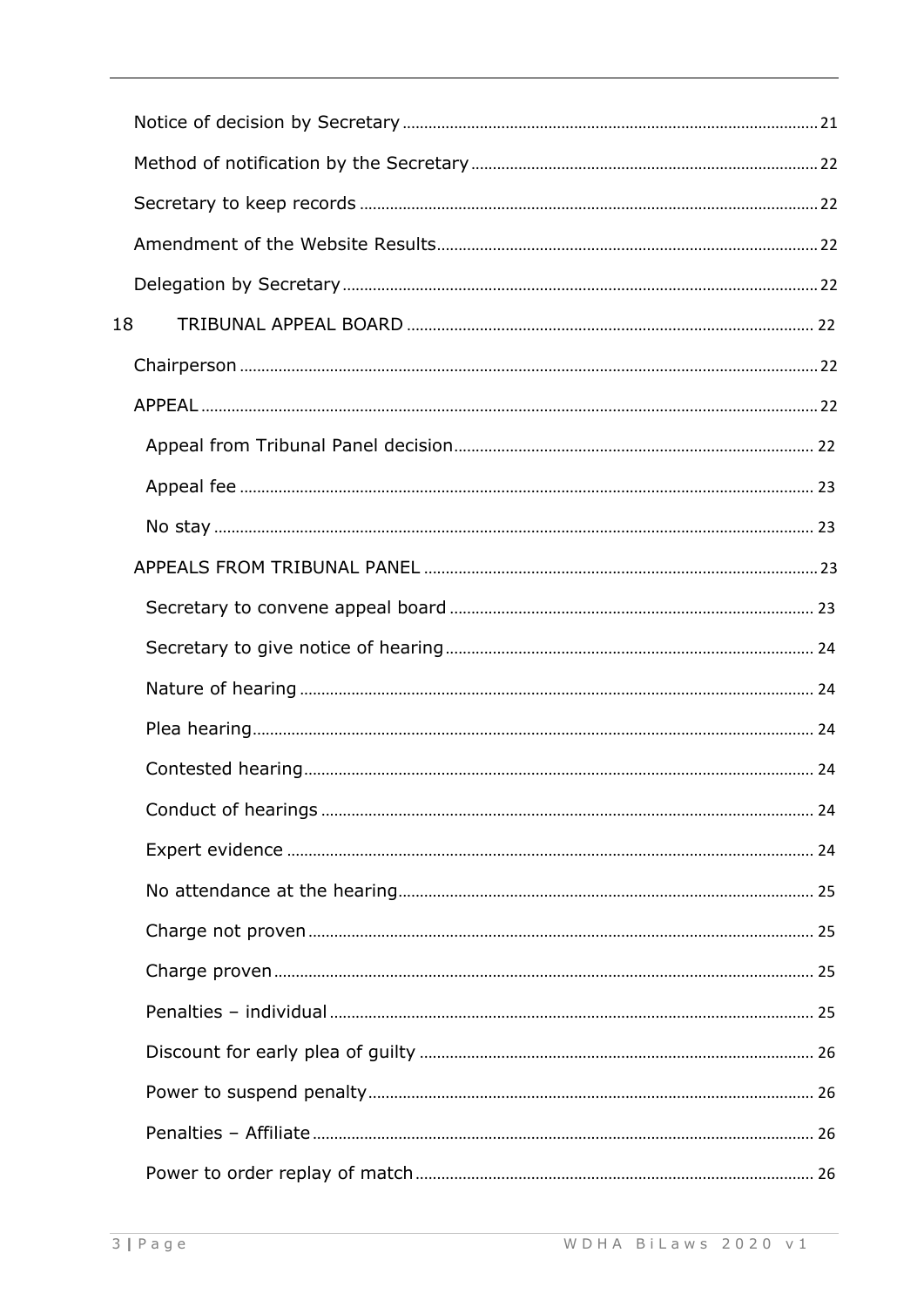Notice of decision by Secretary ..... 21

Method of notification by the Secretary ..... 22

Secretary to keep records ..... 22

Amendment of the Website Results ..... 22

Delegation by Secretary ..... 22

18 TRIBUNAL APPEAL BOARD ..... 22

Chairperson ..... 22

APPEAL ..... 22

Appeal from Tribunal Panel decision ..... 22

Appeal fee ..... 23

No stay ..... 23

APPEALS FROM TRIBUNAL PANEL ..... 23

Secretary to convene appeal board ..... 23

Secretary to give notice of hearing ..... 24

Nature of hearing ..... 24

Plea hearing ..... 24

Contested hearing ..... 24

Conduct of hearings ..... 24

Expert evidence ..... 24

No attendance at the hearing ..... 25

Charge not proven ..... 25

Charge proven ..... 25

Penalties – individual ..... 25

Discount for early plea of guilty ..... 26

Power to suspend penalty ..... 26

Penalties – Affiliate ..... 26

Power to order replay of match ..... 26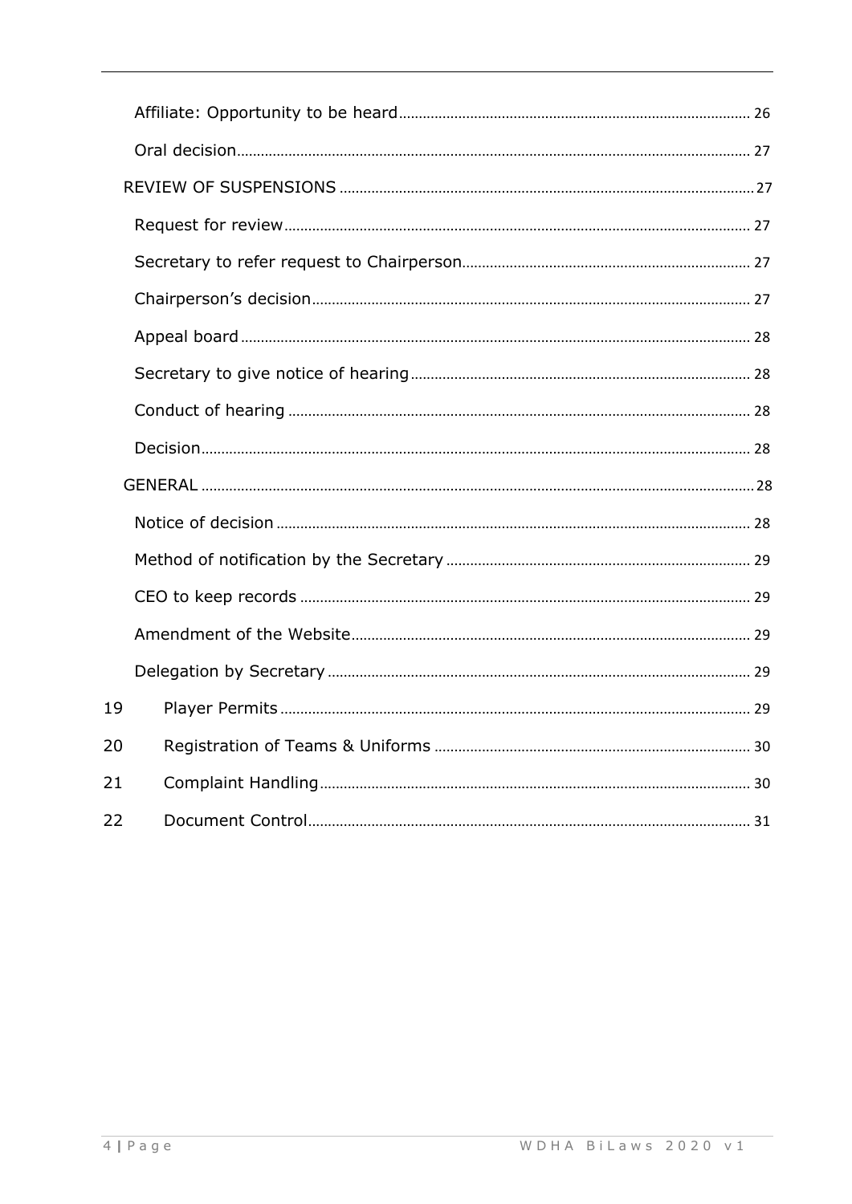- Affiliate: Opportunity to be heard ........ 26
- Oral decision ........ 27
- REVIEW OF SUSPENSIONS ........ 27
  - Request for review ........ 27
  - Secretary to refer request to Chairperson ........ 27
  - Chairperson's decision ........ 27
  - Appeal board ........ 28
  - Secretary to give notice of hearing ........ 28
  - Conduct of hearing ........ 28
  - Decision ........ 28
- GENERAL ........ 28
  - Notice of decision ........ 28
  - Method of notification by the Secretary ........ 29
  - CEO to keep records ........ 29
  - Amendment of the Website ........ 29
  - Delegation by Secretary ........ 29

19 Player Permits ........ 29

20 Registration of Teams & Uniforms ........ 30

21 Complaint Handling ........ 30

22 Document Control ........ 31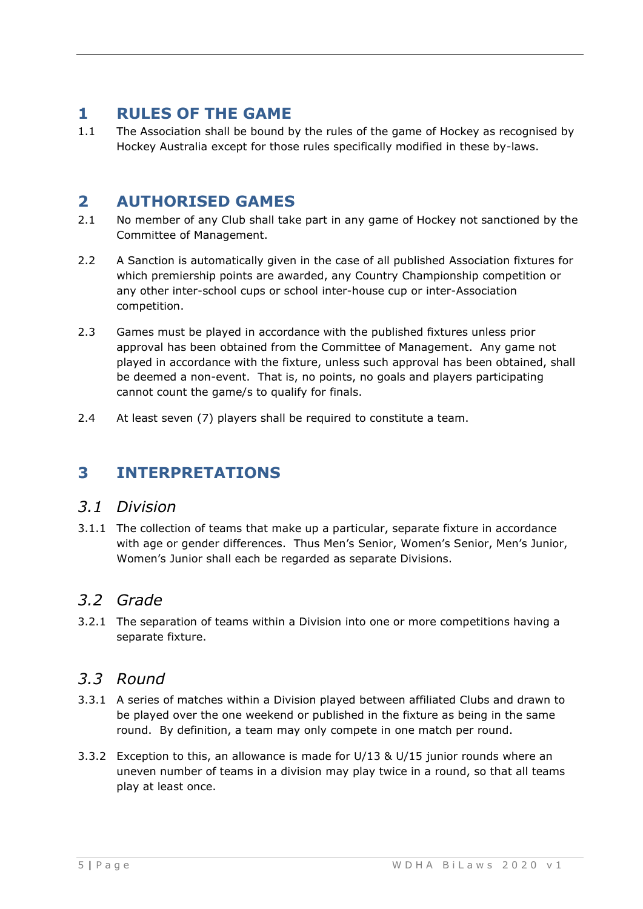# 1 RULES OF THE GAME

1.1 The Association shall be bound by the rules of the game of Hockey as recognised by Hockey Australia except for those rules specifically modified in these by-laws.

# 2 AUTHORISED GAMES

2.1 No member of any Club shall take part in any game of Hockey not sanctioned by the Committee of Management.

2.2 A Sanction is automatically given in the case of all published Association fixtures for which premiership points are awarded, any Country Championship competition or any other inter-school cups or school inter-house cup or inter-Association competition.

2.3 Games must be played in accordance with the published fixtures unless prior approval has been obtained from the Committee of Management. Any game not played in accordance with the fixture, unless such approval has been obtained, shall be deemed a non-event. That is, no points, no goals and players participating cannot count the game/s to qualify for finals.

2.4 At least seven (7) players shall be required to constitute a team.

# 3 INTERPRETATIONS

## *3.1 Division*

3.1.1 The collection of teams that make up a particular, separate fixture in accordance with age or gender differences. Thus Men's Senior, Women's Senior, Men's Junior, Women's Junior shall each be regarded as separate Divisions.

## *3.2 Grade*

3.2.1 The separation of teams within a Division into one or more competitions having a separate fixture.

## *3.3 Round*

3.3.1 A series of matches within a Division played between affiliated Clubs and drawn to be played over the one weekend or published in the fixture as being in the same round. By definition, a team may only compete in one match per round.

3.3.2 Exception to this, an allowance is made for U/13 & U/15 junior rounds where an uneven number of teams in a division may play twice in a round, so that all teams play at least once.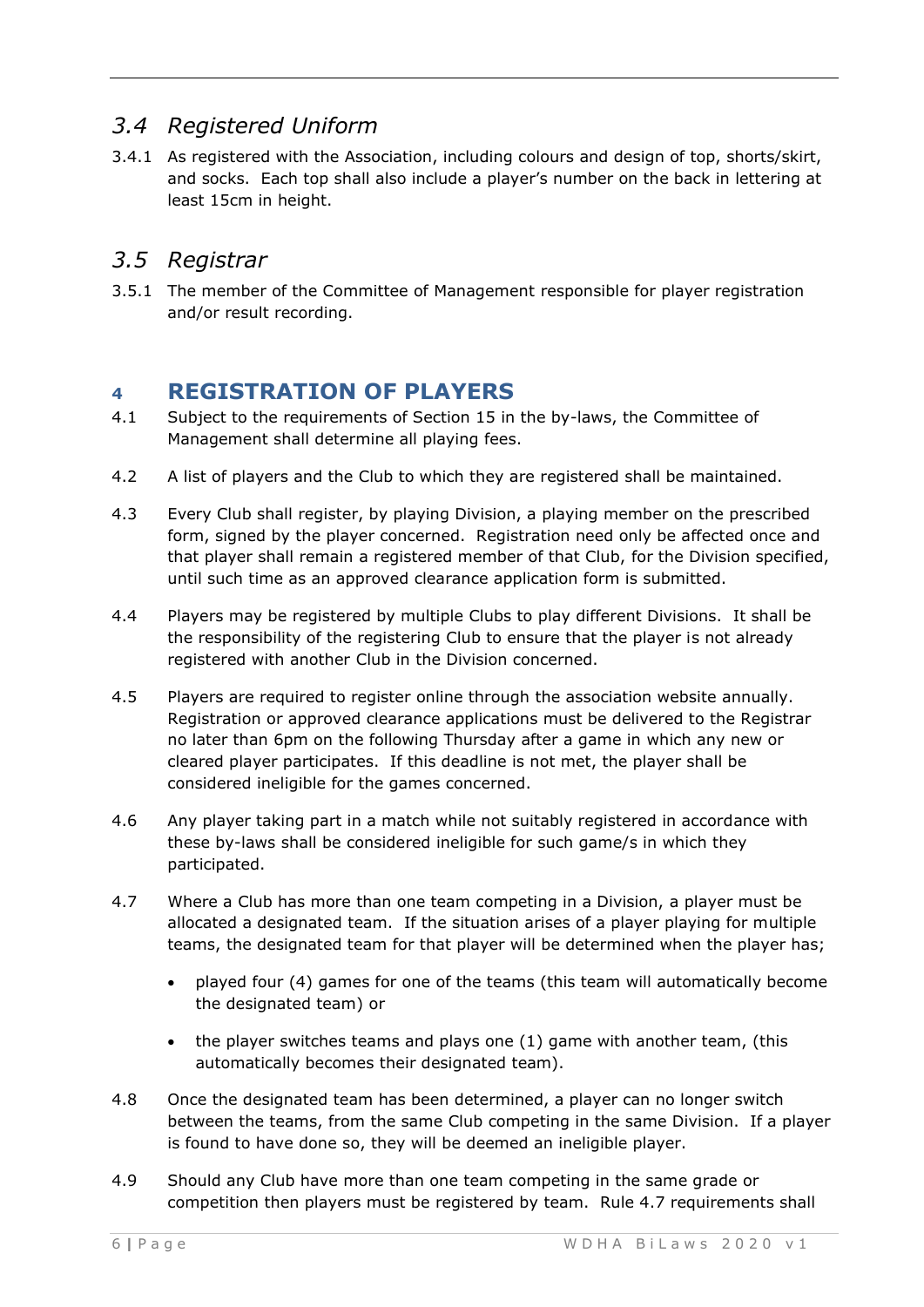## *3.4 Registered Uniform*

3.4.1 As registered with the Association, including colours and design of top, shorts/skirt, and socks. Each top shall also include a player's number on the back in lettering at least 15cm in height.

## *3.5 Registrar*

3.5.1 The member of the Committee of Management responsible for player registration and/or result recording.

# 4 REGISTRATION OF PLAYERS

4.1 Subject to the requirements of Section 15 in the by-laws, the Committee of Management shall determine all playing fees.

4.2 A list of players and the Club to which they are registered shall be maintained.

4.3 Every Club shall register, by playing Division, a playing member on the prescribed form, signed by the player concerned. Registration need only be affected once and that player shall remain a registered member of that Club, for the Division specified, until such time as an approved clearance application form is submitted.

4.4 Players may be registered by multiple Clubs to play different Divisions. It shall be the responsibility of the registering Club to ensure that the player is not already registered with another Club in the Division concerned.

4.5 Players are required to register online through the association website annually. Registration or approved clearance applications must be delivered to the Registrar no later than 6pm on the following Thursday after a game in which any new or cleared player participates. If this deadline is not met, the player shall be considered ineligible for the games concerned.

4.6 Any player taking part in a match while not suitably registered in accordance with these by-laws shall be considered ineligible for such game/s in which they participated.

4.7 Where a Club has more than one team competing in a Division, a player must be allocated a designated team. If the situation arises of a player playing for multiple teams, the designated team for that player will be determined when the player has;

- played four (4) games for one of the teams (this team will automatically become the designated team) or
- the player switches teams and plays one (1) game with another team, (this automatically becomes their designated team).

4.8 Once the designated team has been determined, a player can no longer switch between the teams, from the same Club competing in the same Division. If a player is found to have done so, they will be deemed an ineligible player.

4.9 Should any Club have more than one team competing in the same grade or competition then players must be registered by team. Rule 4.7 requirements shall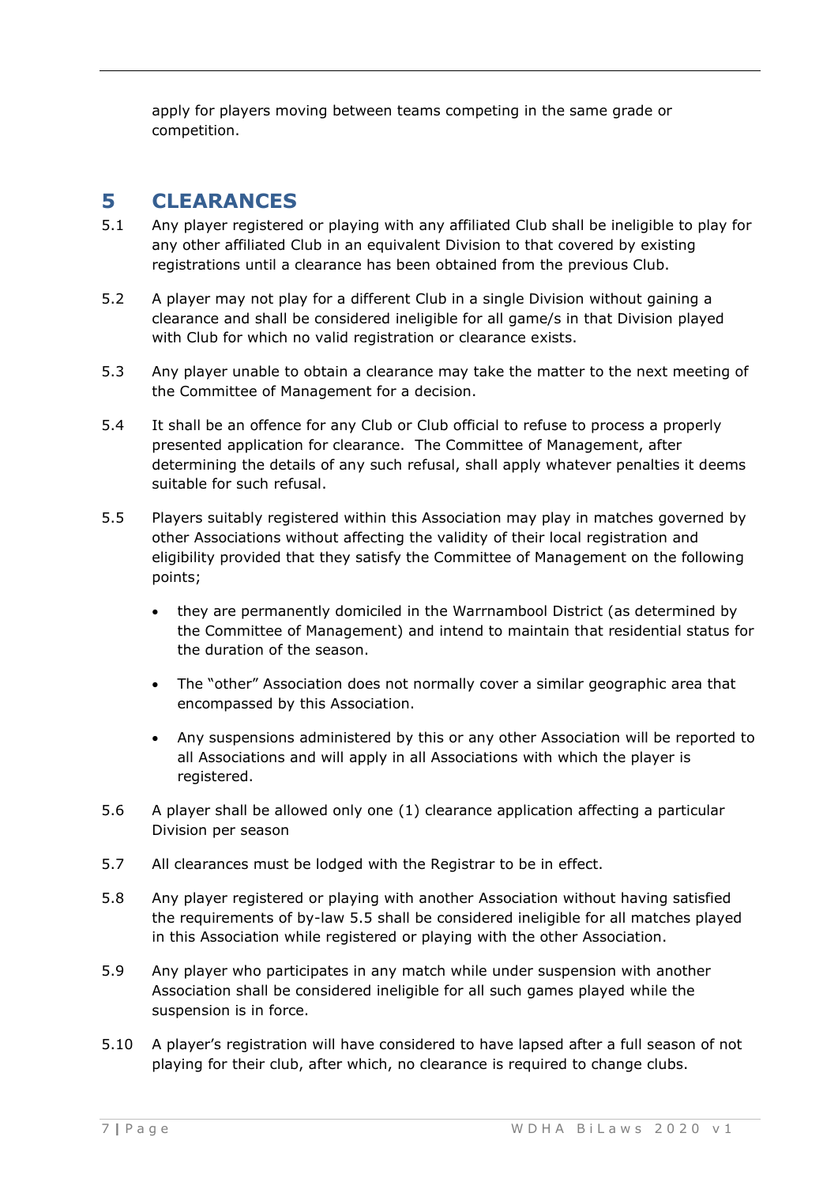apply for players moving between teams competing in the same grade or competition.

# 5 CLEARANCES

5.1 Any player registered or playing with any affiliated Club shall be ineligible to play for any other affiliated Club in an equivalent Division to that covered by existing registrations until a clearance has been obtained from the previous Club.

5.2 A player may not play for a different Club in a single Division without gaining a clearance and shall be considered ineligible for all game/s in that Division played with Club for which no valid registration or clearance exists.

5.3 Any player unable to obtain a clearance may take the matter to the next meeting of the Committee of Management for a decision.

5.4 It shall be an offence for any Club or Club official to refuse to process a properly presented application for clearance. The Committee of Management, after determining the details of any such refusal, shall apply whatever penalties it deems suitable for such refusal.

5.5 Players suitably registered within this Association may play in matches governed by other Associations without affecting the validity of their local registration and eligibility provided that they satisfy the Committee of Management on the following points;

- they are permanently domiciled in the Warrnambool District (as determined by the Committee of Management) and intend to maintain that residential status for the duration of the season.
- The "other" Association does not normally cover a similar geographic area that encompassed by this Association.
- Any suspensions administered by this or any other Association will be reported to all Associations and will apply in all Associations with which the player is registered.

5.6 A player shall be allowed only one (1) clearance application affecting a particular Division per season

5.7 All clearances must be lodged with the Registrar to be in effect.

5.8 Any player registered or playing with another Association without having satisfied the requirements of by-law 5.5 shall be considered ineligible for all matches played in this Association while registered or playing with the other Association.

5.9 Any player who participates in any match while under suspension with another Association shall be considered ineligible for all such games played while the suspension is in force.

5.10 A player's registration will have considered to have lapsed after a full season of not playing for their club, after which, no clearance is required to change clubs.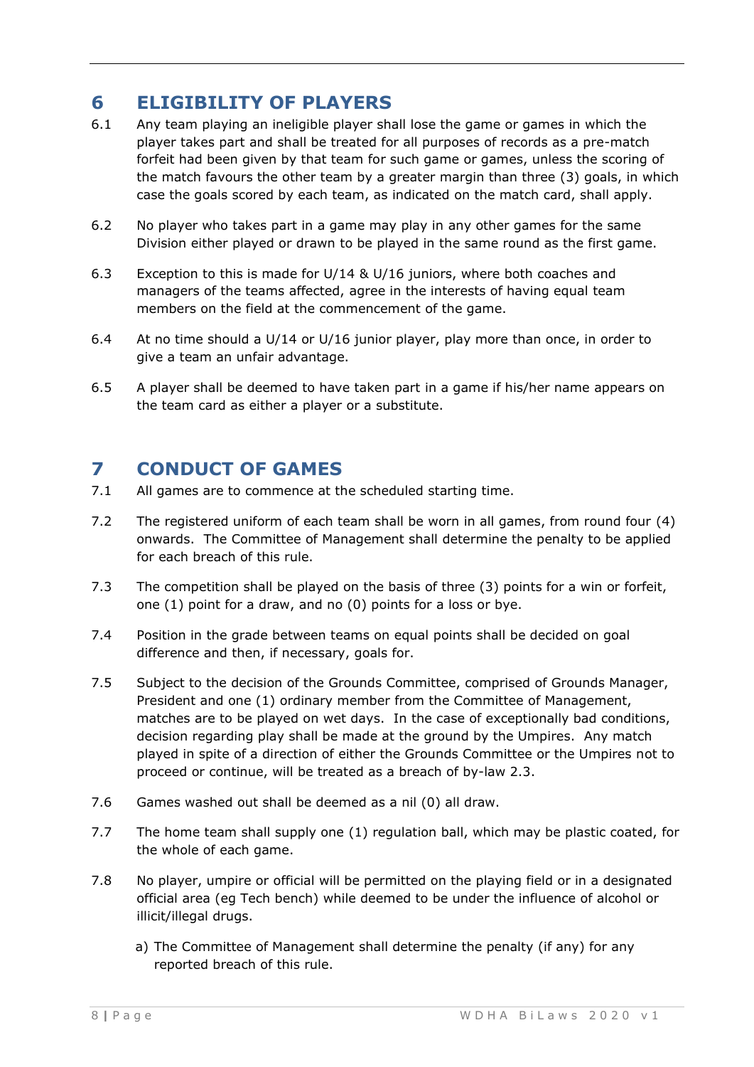## 6 ELIGIBILITY OF PLAYERS

6.1 Any team playing an ineligible player shall lose the game or games in which the player takes part and shall be treated for all purposes of records as a pre-match forfeit had been given by that team for such game or games, unless the scoring of the match favours the other team by a greater margin than three (3) goals, in which case the goals scored by each team, as indicated on the match card, shall apply.

6.2 No player who takes part in a game may play in any other games for the same Division either played or drawn to be played in the same round as the first game.

6.3 Exception to this is made for U/14 & U/16 juniors, where both coaches and managers of the teams affected, agree in the interests of having equal team members on the field at the commencement of the game.

6.4 At no time should a U/14 or U/16 junior player, play more than once, in order to give a team an unfair advantage.

6.5 A player shall be deemed to have taken part in a game if his/her name appears on the team card as either a player or a substitute.

## 7 CONDUCT OF GAMES

7.1 All games are to commence at the scheduled starting time.

7.2 The registered uniform of each team shall be worn in all games, from round four (4) onwards. The Committee of Management shall determine the penalty to be applied for each breach of this rule.

7.3 The competition shall be played on the basis of three (3) points for a win or forfeit, one (1) point for a draw, and no (0) points for a loss or bye.

7.4 Position in the grade between teams on equal points shall be decided on goal difference and then, if necessary, goals for.

7.5 Subject to the decision of the Grounds Committee, comprised of Grounds Manager, President and one (1) ordinary member from the Committee of Management, matches are to be played on wet days. In the case of exceptionally bad conditions, decision regarding play shall be made at the ground by the Umpires. Any match played in spite of a direction of either the Grounds Committee or the Umpires not to proceed or continue, will be treated as a breach of by-law 2.3.

7.6 Games washed out shall be deemed as a nil (0) all draw.

7.7 The home team shall supply one (1) regulation ball, which may be plastic coated, for the whole of each game.

7.8 No player, umpire or official will be permitted on the playing field or in a designated official area (eg Tech bench) while deemed to be under the influence of alcohol or illicit/illegal drugs.

a) The Committee of Management shall determine the penalty (if any) for any reported breach of this rule.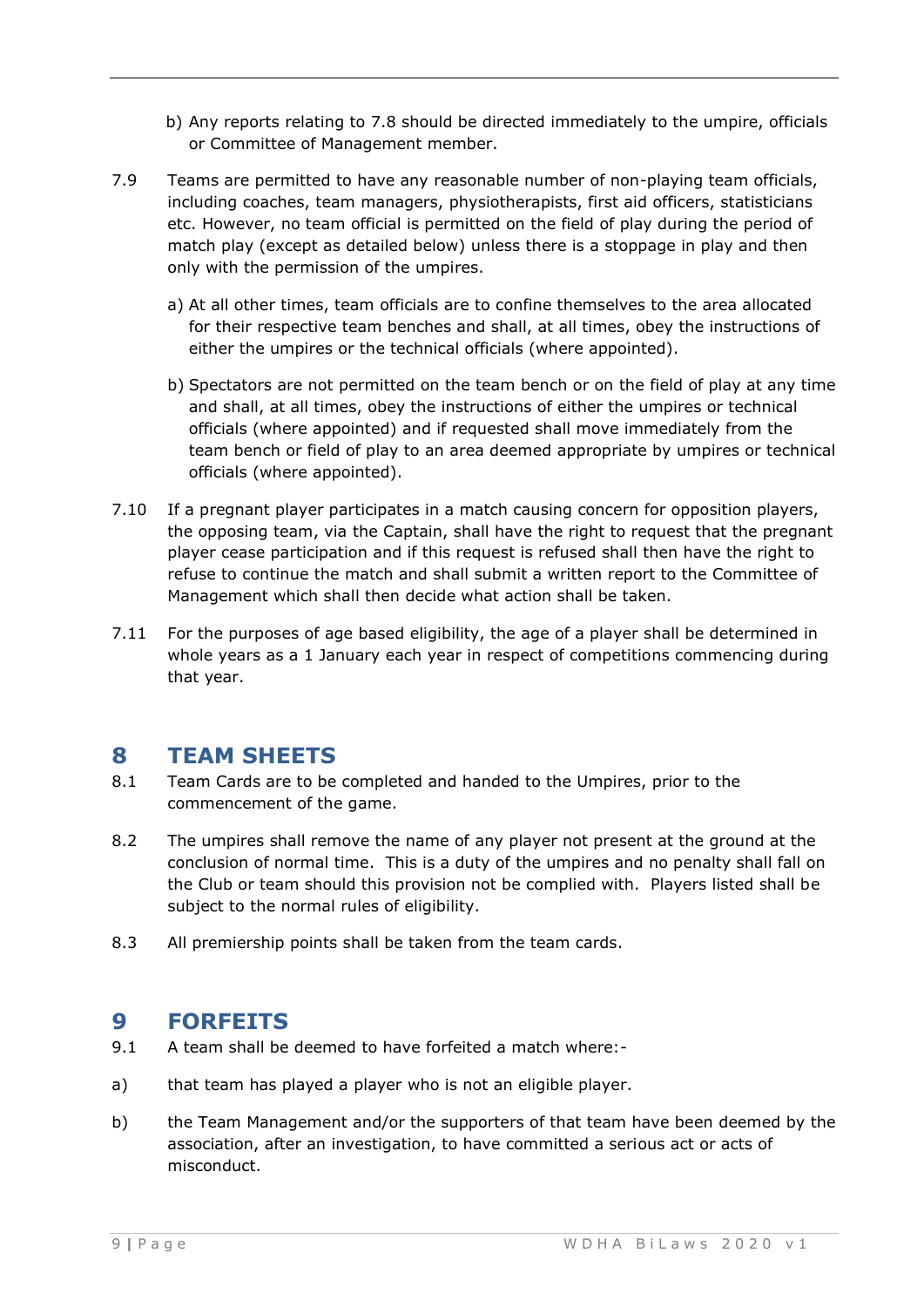b) Any reports relating to 7.8 should be directed immediately to the umpire, officials or Committee of Management member.

7.9 Teams are permitted to have any reasonable number of non-playing team officials, including coaches, team managers, physiotherapists, first aid officers, statisticians etc. However, no team official is permitted on the field of play during the period of match play (except as detailed below) unless there is a stoppage in play and then only with the permission of the umpires.

a) At all other times, team officials are to confine themselves to the area allocated for their respective team benches and shall, at all times, obey the instructions of either the umpires or the technical officials (where appointed).

b) Spectators are not permitted on the team bench or on the field of play at any time and shall, at all times, obey the instructions of either the umpires or technical officials (where appointed) and if requested shall move immediately from the team bench or field of play to an area deemed appropriate by umpires or technical officials (where appointed).

7.10 If a pregnant player participates in a match causing concern for opposition players, the opposing team, via the Captain, shall have the right to request that the pregnant player cease participation and if this request is refused shall then have the right to refuse to continue the match and shall submit a written report to the Committee of Management which shall then decide what action shall be taken.

7.11 For the purposes of age based eligibility, the age of a player shall be determined in whole years as a 1 January each year in respect of competitions commencing during that year.

# 8 TEAM SHEETS

8.1 Team Cards are to be completed and handed to the Umpires, prior to the commencement of the game.

8.2 The umpires shall remove the name of any player not present at the ground at the conclusion of normal time. This is a duty of the umpires and no penalty shall fall on the Club or team should this provision not be complied with. Players listed shall be subject to the normal rules of eligibility.

8.3 All premiership points shall be taken from the team cards.

# 9 FORFEITS

9.1 A team shall be deemed to have forfeited a match where:-

a) that team has played a player who is not an eligible player.

b) the Team Management and/or the supporters of that team have been deemed by the association, after an investigation, to have committed a serious act or acts of misconduct.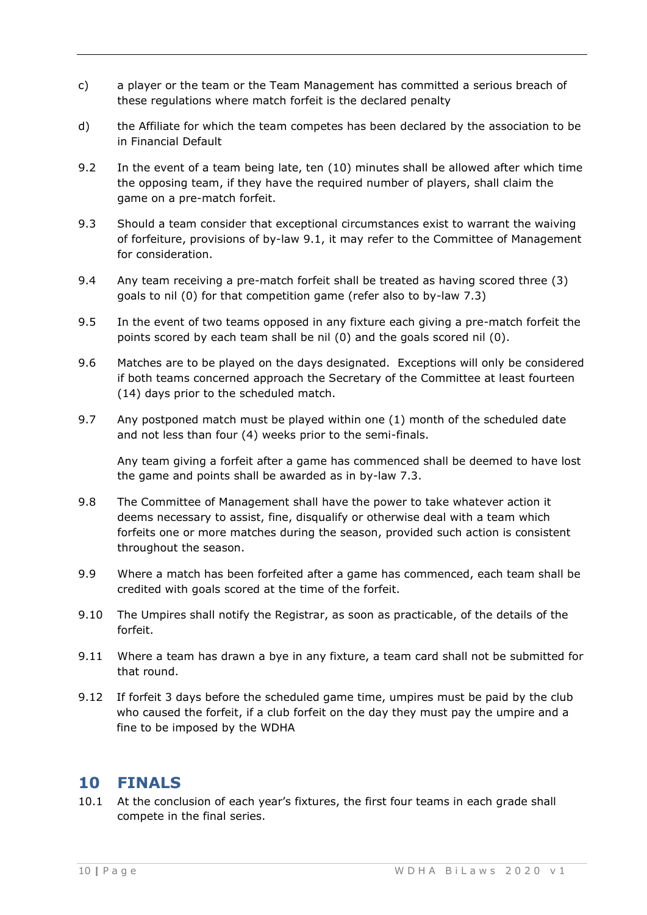c) a player or the team or the Team Management has committed a serious breach of these regulations where match forfeit is the declared penalty

d) the Affiliate for which the team competes has been declared by the association to be in Financial Default

9.2 In the event of a team being late, ten (10) minutes shall be allowed after which time the opposing team, if they have the required number of players, shall claim the game on a pre-match forfeit.

9.3 Should a team consider that exceptional circumstances exist to warrant the waiving of forfeiture, provisions of by-law 9.1, it may refer to the Committee of Management for consideration.

9.4 Any team receiving a pre-match forfeit shall be treated as having scored three (3) goals to nil (0) for that competition game (refer also to by-law 7.3)

9.5 In the event of two teams opposed in any fixture each giving a pre-match forfeit the points scored by each team shall be nil (0) and the goals scored nil (0).

9.6 Matches are to be played on the days designated. Exceptions will only be considered if both teams concerned approach the Secretary of the Committee at least fourteen (14) days prior to the scheduled match.

9.7 Any postponed match must be played within one (1) month of the scheduled date and not less than four (4) weeks prior to the semi-finals.

Any team giving a forfeit after a game has commenced shall be deemed to have lost the game and points shall be awarded as in by-law 7.3.

9.8 The Committee of Management shall have the power to take whatever action it deems necessary to assist, fine, disqualify or otherwise deal with a team which forfeits one or more matches during the season, provided such action is consistent throughout the season.

9.9 Where a match has been forfeited after a game has commenced, each team shall be credited with goals scored at the time of the forfeit.

9.10 The Umpires shall notify the Registrar, as soon as practicable, of the details of the forfeit.

9.11 Where a team has drawn a bye in any fixture, a team card shall not be submitted for that round.

9.12 If forfeit 3 days before the scheduled game time, umpires must be paid by the club who caused the forfeit, if a club forfeit on the day they must pay the umpire and a fine to be imposed by the WDHA

## 10 FINALS

10.1 At the conclusion of each year's fixtures, the first four teams in each grade shall compete in the final series.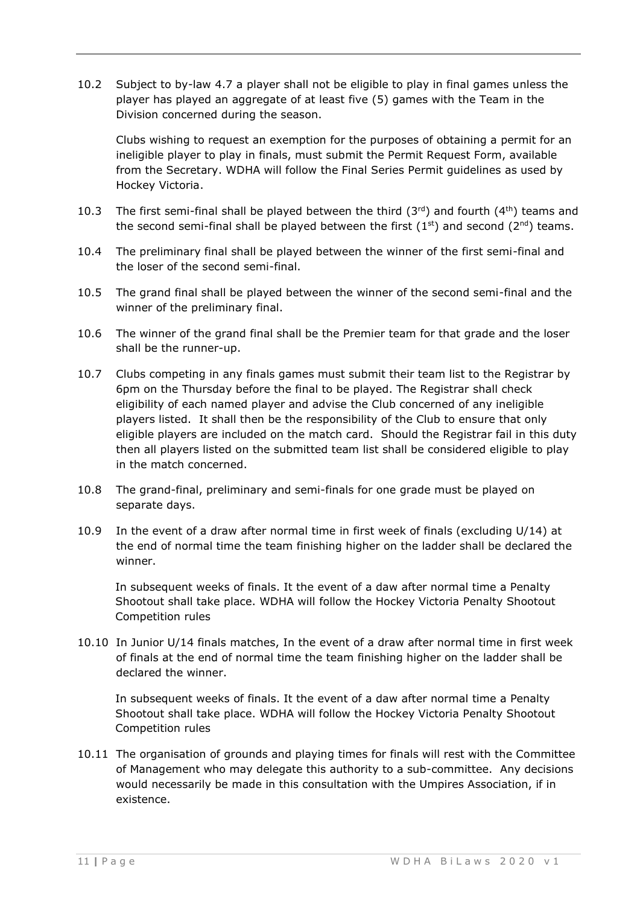10.2 Subject to by-law 4.7 a player shall not be eligible to play in final games unless the player has played an aggregate of at least five (5) games with the Team in the Division concerned during the season.

Clubs wishing to request an exemption for the purposes of obtaining a permit for an ineligible player to play in finals, must submit the Permit Request Form, available from the Secretary. WDHA will follow the Final Series Permit guidelines as used by Hockey Victoria.

10.3 The first semi-final shall be played between the third (3rd) and fourth (4th) teams and the second semi-final shall be played between the first (1st) and second (2nd) teams.

10.4 The preliminary final shall be played between the winner of the first semi-final and the loser of the second semi-final.

10.5 The grand final shall be played between the winner of the second semi-final and the winner of the preliminary final.

10.6 The winner of the grand final shall be the Premier team for that grade and the loser shall be the runner-up.

10.7 Clubs competing in any finals games must submit their team list to the Registrar by 6pm on the Thursday before the final to be played. The Registrar shall check eligibility of each named player and advise the Club concerned of any ineligible players listed. It shall then be the responsibility of the Club to ensure that only eligible players are included on the match card. Should the Registrar fail in this duty then all players listed on the submitted team list shall be considered eligible to play in the match concerned.

10.8 The grand-final, preliminary and semi-finals for one grade must be played on separate days.

10.9 In the event of a draw after normal time in first week of finals (excluding U/14) at the end of normal time the team finishing higher on the ladder shall be declared the winner.

In subsequent weeks of finals. It the event of a daw after normal time a Penalty Shootout shall take place. WDHA will follow the Hockey Victoria Penalty Shootout Competition rules

10.10 In Junior U/14 finals matches, In the event of a draw after normal time in first week of finals at the end of normal time the team finishing higher on the ladder shall be declared the winner.

In subsequent weeks of finals. It the event of a daw after normal time a Penalty Shootout shall take place. WDHA will follow the Hockey Victoria Penalty Shootout Competition rules

10.11 The organisation of grounds and playing times for finals will rest with the Committee of Management who may delegate this authority to a sub-committee. Any decisions would necessarily be made in this consultation with the Umpires Association, if in existence.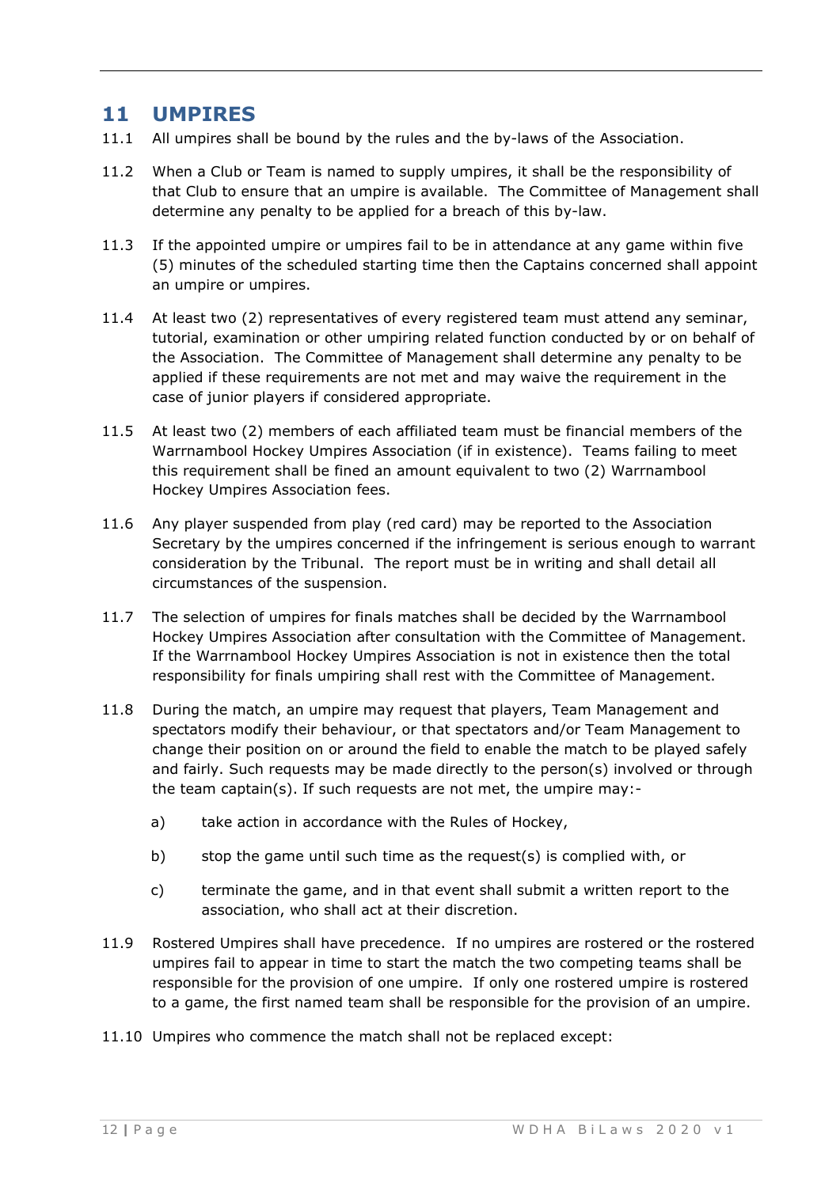# 11 UMPIRES

11.1 All umpires shall be bound by the rules and the by-laws of the Association.

11.2 When a Club or Team is named to supply umpires, it shall be the responsibility of that Club to ensure that an umpire is available. The Committee of Management shall determine any penalty to be applied for a breach of this by-law.

11.3 If the appointed umpire or umpires fail to be in attendance at any game within five (5) minutes of the scheduled starting time then the Captains concerned shall appoint an umpire or umpires.

11.4 At least two (2) representatives of every registered team must attend any seminar, tutorial, examination or other umpiring related function conducted by or on behalf of the Association. The Committee of Management shall determine any penalty to be applied if these requirements are not met and may waive the requirement in the case of junior players if considered appropriate.

11.5 At least two (2) members of each affiliated team must be financial members of the Warrnambool Hockey Umpires Association (if in existence). Teams failing to meet this requirement shall be fined an amount equivalent to two (2) Warrnambool Hockey Umpires Association fees.

11.6 Any player suspended from play (red card) may be reported to the Association Secretary by the umpires concerned if the infringement is serious enough to warrant consideration by the Tribunal. The report must be in writing and shall detail all circumstances of the suspension.

11.7 The selection of umpires for finals matches shall be decided by the Warrnambool Hockey Umpires Association after consultation with the Committee of Management. If the Warrnambool Hockey Umpires Association is not in existence then the total responsibility for finals umpiring shall rest with the Committee of Management.

11.8 During the match, an umpire may request that players, Team Management and spectators modify their behaviour, or that spectators and/or Team Management to change their position on or around the field to enable the match to be played safely and fairly. Such requests may be made directly to the person(s) involved or through the team captain(s). If such requests are not met, the umpire may:-

a) take action in accordance with the Rules of Hockey,

b) stop the game until such time as the request(s) is complied with, or

c) terminate the game, and in that event shall submit a written report to the association, who shall act at their discretion.

11.9 Rostered Umpires shall have precedence. If no umpires are rostered or the rostered umpires fail to appear in time to start the match the two competing teams shall be responsible for the provision of one umpire. If only one rostered umpire is rostered to a game, the first named team shall be responsible for the provision of an umpire.

11.10 Umpires who commence the match shall not be replaced except: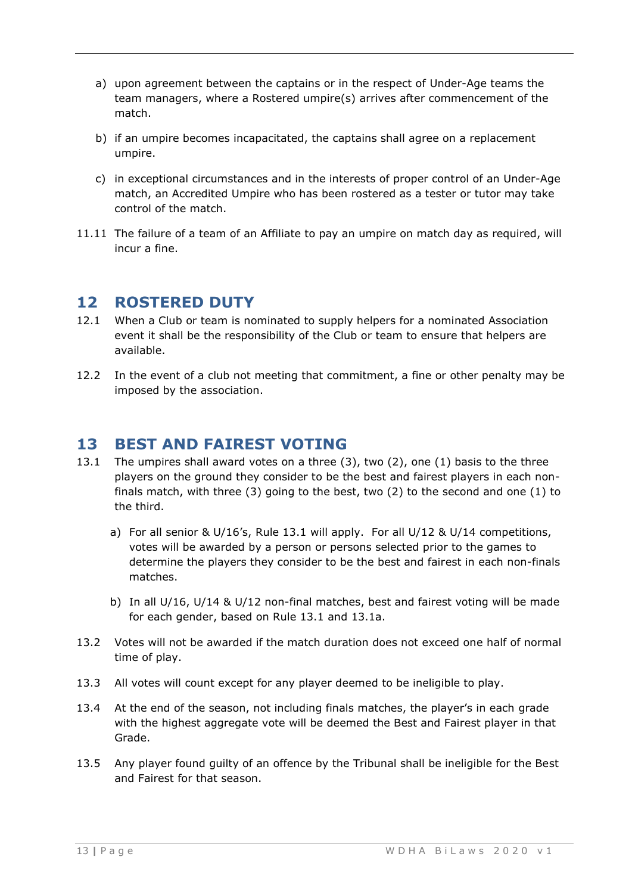a) upon agreement between the captains or in the respect of Under-Age teams the team managers, where a Rostered umpire(s) arrives after commencement of the match.

b) if an umpire becomes incapacitated, the captains shall agree on a replacement umpire.

c) in exceptional circumstances and in the interests of proper control of an Under-Age match, an Accredited Umpire who has been rostered as a tester or tutor may take control of the match.

11.11 The failure of a team of an Affiliate to pay an umpire on match day as required, will incur a fine.

## 12 ROSTERED DUTY

12.1 When a Club or team is nominated to supply helpers for a nominated Association event it shall be the responsibility of the Club or team to ensure that helpers are available.

12.2 In the event of a club not meeting that commitment, a fine or other penalty may be imposed by the association.

## 13 BEST AND FAIREST VOTING

13.1 The umpires shall award votes on a three (3), two (2), one (1) basis to the three players on the ground they consider to be the best and fairest players in each non-finals match, with three (3) going to the best, two (2) to the second and one (1) to the third.

a) For all senior & U/16's, Rule 13.1 will apply. For all U/12 & U/14 competitions, votes will be awarded by a person or persons selected prior to the games to determine the players they consider to be the best and fairest in each non-finals matches.

b) In all U/16, U/14 & U/12 non-final matches, best and fairest voting will be made for each gender, based on Rule 13.1 and 13.1a.

13.2 Votes will not be awarded if the match duration does not exceed one half of normal time of play.

13.3 All votes will count except for any player deemed to be ineligible to play.

13.4 At the end of the season, not including finals matches, the player's in each grade with the highest aggregate vote will be deemed the Best and Fairest player in that Grade.

13.5 Any player found guilty of an offence by the Tribunal shall be ineligible for the Best and Fairest for that season.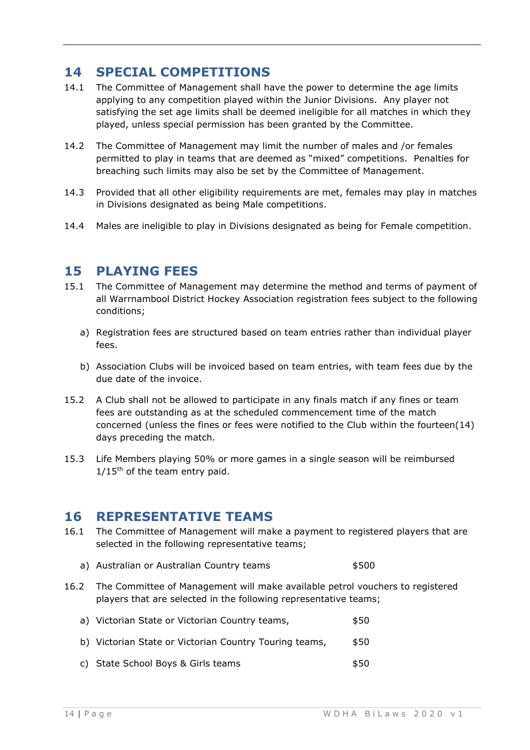## 14 SPECIAL COMPETITIONS

14.1 The Committee of Management shall have the power to determine the age limits applying to any competition played within the Junior Divisions. Any player not satisfying the set age limits shall be deemed ineligible for all matches in which they played, unless special permission has been granted by the Committee.

14.2 The Committee of Management may limit the number of males and /or females permitted to play in teams that are deemed as "mixed" competitions. Penalties for breaching such limits may also be set by the Committee of Management.

14.3 Provided that all other eligibility requirements are met, females may play in matches in Divisions designated as being Male competitions.

14.4 Males are ineligible to play in Divisions designated as being for Female competition.

## 15 PLAYING FEES

15.1 The Committee of Management may determine the method and terms of payment of all Warrnambool District Hockey Association registration fees subject to the following conditions;

a) Registration fees are structured based on team entries rather than individual player fees.

b) Association Clubs will be invoiced based on team entries, with team fees due by the due date of the invoice.

15.2 A Club shall not be allowed to participate in any finals match if any fines or team fees are outstanding as at the scheduled commencement time of the match concerned (unless the fines or fees were notified to the Club within the fourteen(14) days preceding the match.

15.3 Life Members playing 50% or more games in a single season will be reimbursed 1/15th of the team entry paid.

## 16 REPRESENTATIVE TEAMS

16.1 The Committee of Management will make a payment to registered players that are selected in the following representative teams;

a) Australian or Australian Country teams $500

16.2 The Committee of Management will make available petrol vouchers to registered players that are selected in the following representative teams;

a) Victorian State or Victorian Country teams, $50

b) Victorian State or Victorian Country Touring teams, $50

c) State School Boys & Girls teams $50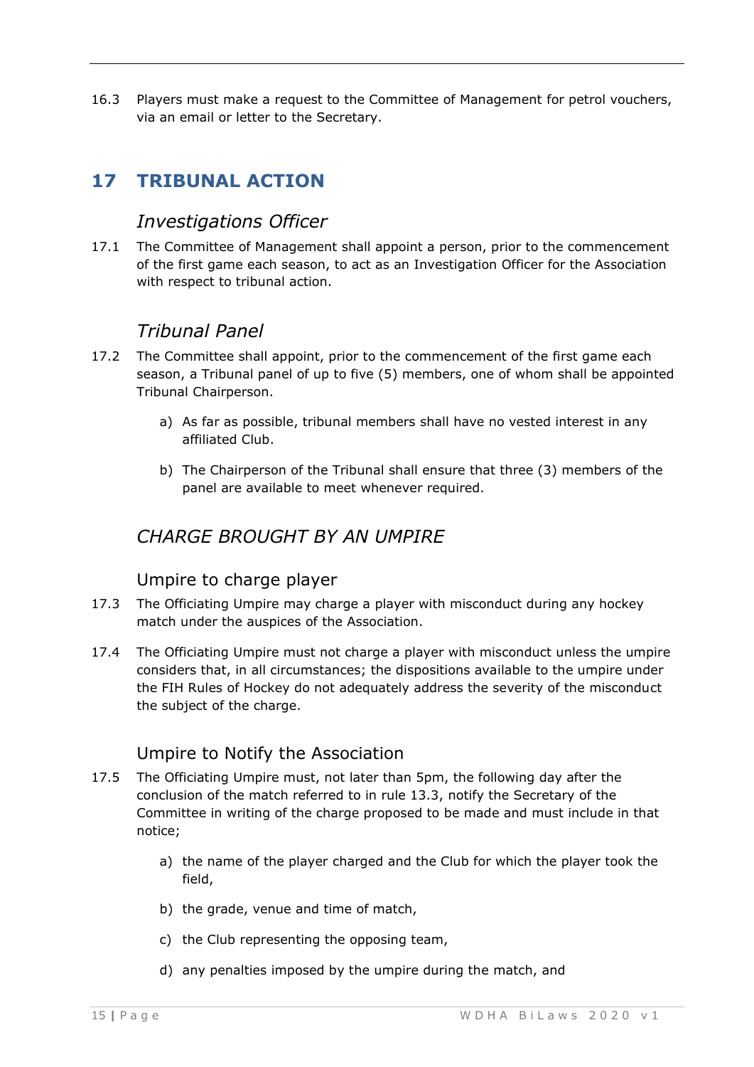16.3 Players must make a request to the Committee of Management for petrol vouchers, via an email or letter to the Secretary.

## 17 TRIBUNAL ACTION

### *Investigations Officer*

17.1 The Committee of Management shall appoint a person, prior to the commencement of the first game each season, to act as an Investigation Officer for the Association with respect to tribunal action.

### *Tribunal Panel*

17.2 The Committee shall appoint, prior to the commencement of the first game each season, a Tribunal panel of up to five (5) members, one of whom shall be appointed Tribunal Chairperson.

a) As far as possible, tribunal members shall have no vested interest in any affiliated Club.

b) The Chairperson of the Tribunal shall ensure that three (3) members of the panel are available to meet whenever required.

### *CHARGE BROUGHT BY AN UMPIRE*

#### Umpire to charge player

17.3 The Officiating Umpire may charge a player with misconduct during any hockey match under the auspices of the Association.

17.4 The Officiating Umpire must not charge a player with misconduct unless the umpire considers that, in all circumstances; the dispositions available to the umpire under the FIH Rules of Hockey do not adequately address the severity of the misconduct the subject of the charge.

#### Umpire to Notify the Association

17.5 The Officiating Umpire must, not later than 5pm, the following day after the conclusion of the match referred to in rule 13.3, notify the Secretary of the Committee in writing of the charge proposed to be made and must include in that notice;

a) the name of the player charged and the Club for which the player took the field,

b) the grade, venue and time of match,

c) the Club representing the opposing team,

d) any penalties imposed by the umpire during the match, and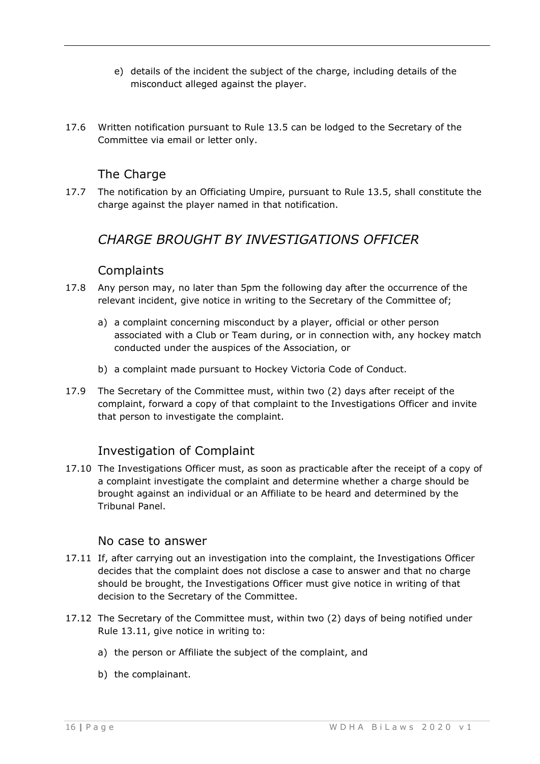e) details of the incident the subject of the charge, including details of the misconduct alleged against the player.

17.6 Written notification pursuant to Rule 13.5 can be lodged to the Secretary of the Committee via email or letter only.

### The Charge

17.7 The notification by an Officiating Umpire, pursuant to Rule 13.5, shall constitute the charge against the player named in that notification.

## *CHARGE BROUGHT BY INVESTIGATIONS OFFICER*

### Complaints

17.8 Any person may, no later than 5pm the following day after the occurrence of the relevant incident, give notice in writing to the Secretary of the Committee of;

a) a complaint concerning misconduct by a player, official or other person associated with a Club or Team during, or in connection with, any hockey match conducted under the auspices of the Association, or

b) a complaint made pursuant to Hockey Victoria Code of Conduct.

17.9 The Secretary of the Committee must, within two (2) days after receipt of the complaint, forward a copy of that complaint to the Investigations Officer and invite that person to investigate the complaint.

### Investigation of Complaint

17.10 The Investigations Officer must, as soon as practicable after the receipt of a copy of a complaint investigate the complaint and determine whether a charge should be brought against an individual or an Affiliate to be heard and determined by the Tribunal Panel.

### No case to answer

17.11 If, after carrying out an investigation into the complaint, the Investigations Officer decides that the complaint does not disclose a case to answer and that no charge should be brought, the Investigations Officer must give notice in writing of that decision to the Secretary of the Committee.

17.12 The Secretary of the Committee must, within two (2) days of being notified under Rule 13.11, give notice in writing to:

a) the person or Affiliate the subject of the complaint, and

b) the complainant.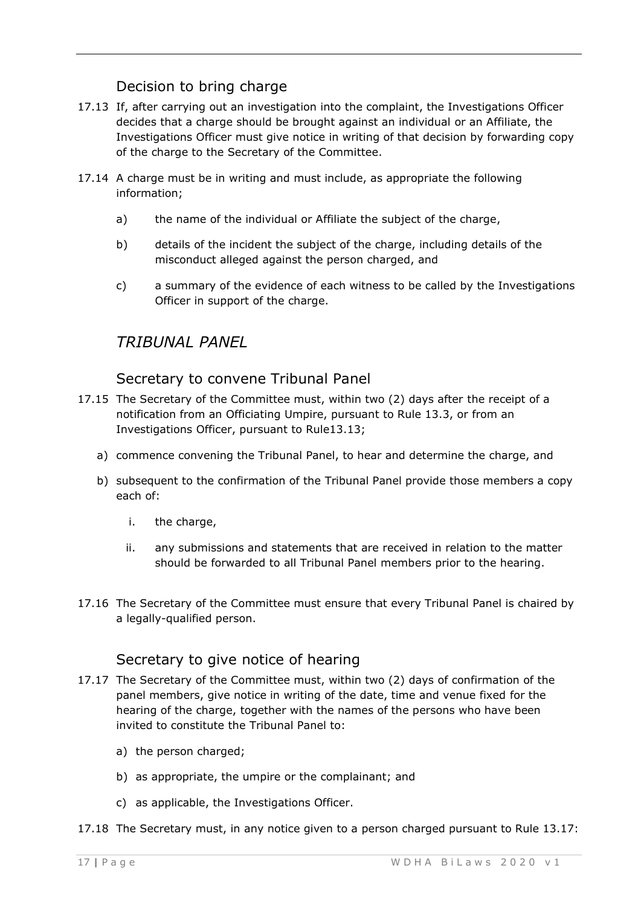### Decision to bring charge

17.13 If, after carrying out an investigation into the complaint, the Investigations Officer decides that a charge should be brought against an individual or an Affiliate, the Investigations Officer must give notice in writing of that decision by forwarding copy of the charge to the Secretary of the Committee.

17.14 A charge must be in writing and must include, as appropriate the following information;

a) the name of the individual or Affiliate the subject of the charge,

b) details of the incident the subject of the charge, including details of the misconduct alleged against the person charged, and

c) a summary of the evidence of each witness to be called by the Investigations Officer in support of the charge.

## *TRIBUNAL PANEL*

### Secretary to convene Tribunal Panel

17.15 The Secretary of the Committee must, within two (2) days after the receipt of a notification from an Officiating Umpire, pursuant to Rule 13.3, or from an Investigations Officer, pursuant to Rule13.13;

a) commence convening the Tribunal Panel, to hear and determine the charge, and

b) subsequent to the confirmation of the Tribunal Panel provide those members a copy each of:

i. the charge,

ii. any submissions and statements that are received in relation to the matter should be forwarded to all Tribunal Panel members prior to the hearing.

17.16 The Secretary of the Committee must ensure that every Tribunal Panel is chaired by a legally-qualified person.

### Secretary to give notice of hearing

17.17 The Secretary of the Committee must, within two (2) days of confirmation of the panel members, give notice in writing of the date, time and venue fixed for the hearing of the charge, together with the names of the persons who have been invited to constitute the Tribunal Panel to:

a) the person charged;

b) as appropriate, the umpire or the complainant; and

c) as applicable, the Investigations Officer.

17.18 The Secretary must, in any notice given to a person charged pursuant to Rule 13.17: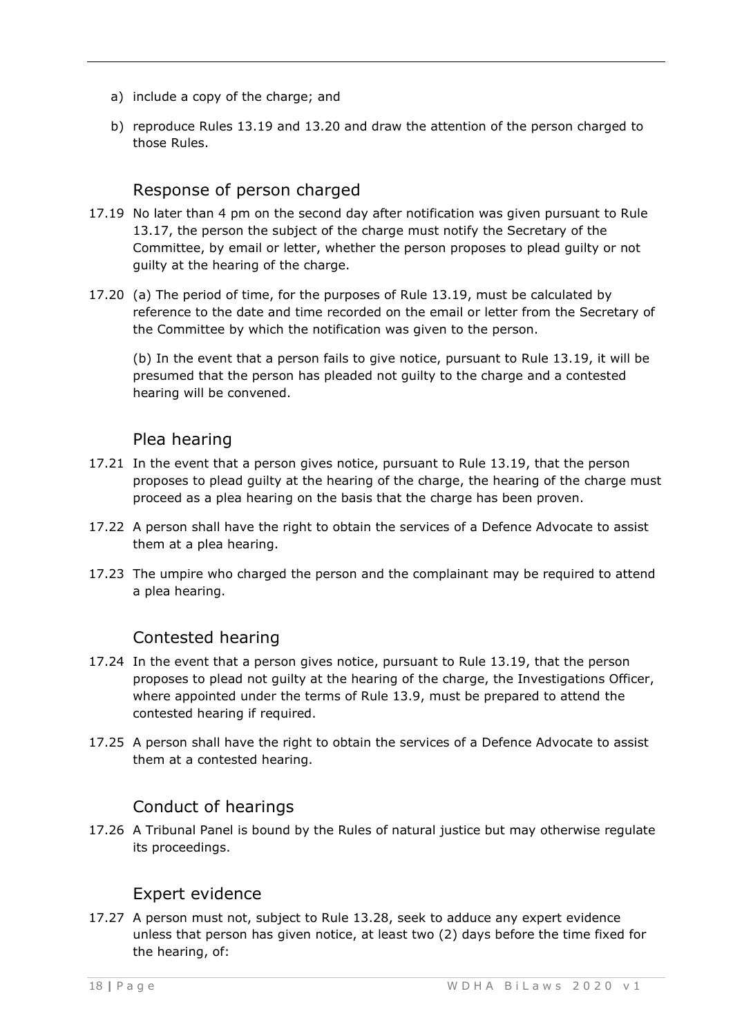a) include a copy of the charge; and

b) reproduce Rules 13.19 and 13.20 and draw the attention of the person charged to those Rules.

### Response of person charged

17.19 No later than 4 pm on the second day after notification was given pursuant to Rule 13.17, the person the subject of the charge must notify the Secretary of the Committee, by email or letter, whether the person proposes to plead guilty or not guilty at the hearing of the charge.

17.20 (a) The period of time, for the purposes of Rule 13.19, must be calculated by reference to the date and time recorded on the email or letter from the Secretary of the Committee by which the notification was given to the person.

(b) In the event that a person fails to give notice, pursuant to Rule 13.19, it will be presumed that the person has pleaded not guilty to the charge and a contested hearing will be convened.

### Plea hearing

17.21 In the event that a person gives notice, pursuant to Rule 13.19, that the person proposes to plead guilty at the hearing of the charge, the hearing of the charge must proceed as a plea hearing on the basis that the charge has been proven.

17.22 A person shall have the right to obtain the services of a Defence Advocate to assist them at a plea hearing.

17.23 The umpire who charged the person and the complainant may be required to attend a plea hearing.

### Contested hearing

17.24 In the event that a person gives notice, pursuant to Rule 13.19, that the person proposes to plead not guilty at the hearing of the charge, the Investigations Officer, where appointed under the terms of Rule 13.9, must be prepared to attend the contested hearing if required.

17.25 A person shall have the right to obtain the services of a Defence Advocate to assist them at a contested hearing.

### Conduct of hearings

17.26 A Tribunal Panel is bound by the Rules of natural justice but may otherwise regulate its proceedings.

### Expert evidence

17.27 A person must not, subject to Rule 13.28, seek to adduce any expert evidence unless that person has given notice, at least two (2) days before the time fixed for the hearing, of: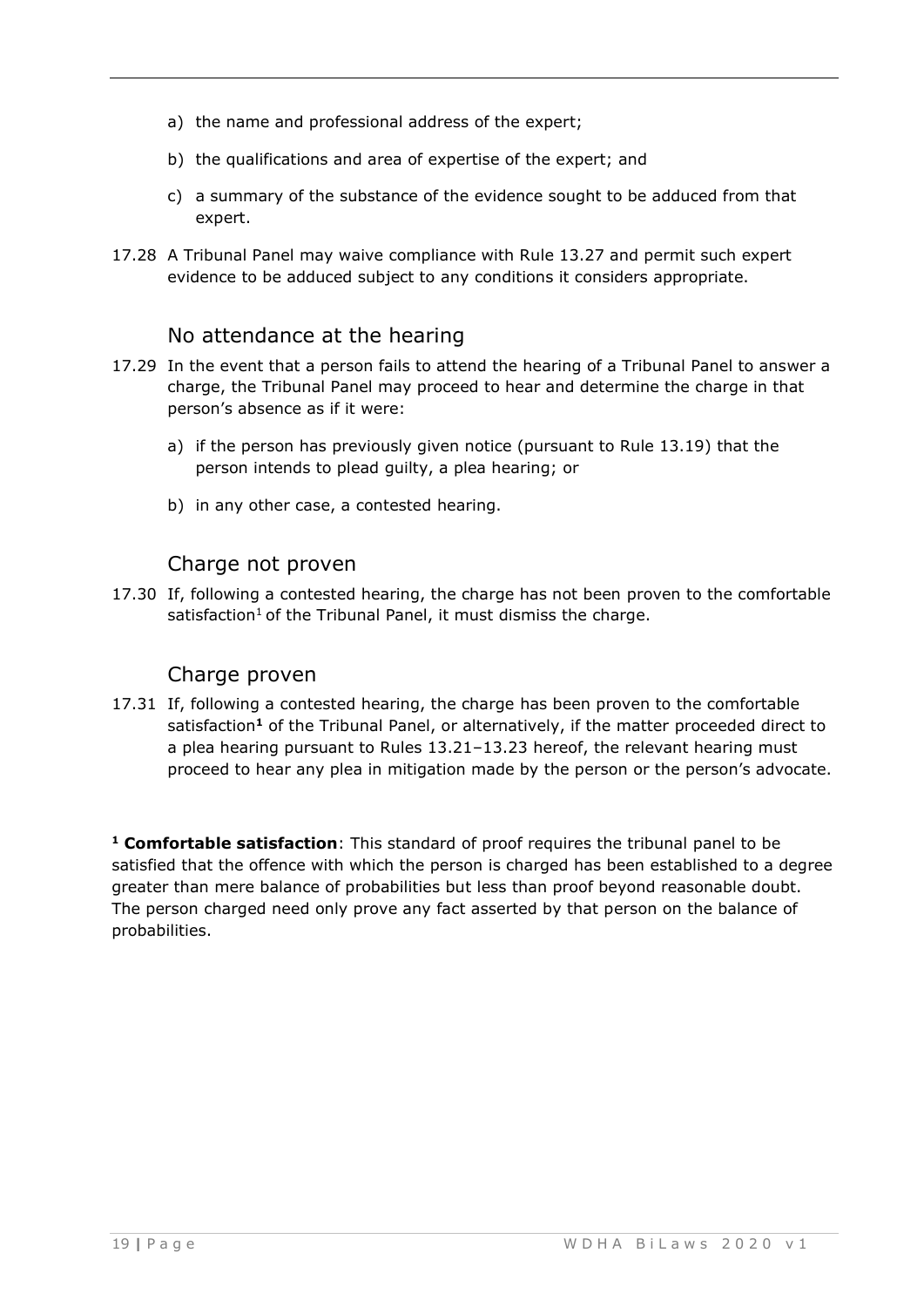a) the name and professional address of the expert;

b) the qualifications and area of expertise of the expert; and

c) a summary of the substance of the evidence sought to be adduced from that expert.

17.28 A Tribunal Panel may waive compliance with Rule 13.27 and permit such expert evidence to be adduced subject to any conditions it considers appropriate.

## No attendance at the hearing

17.29 In the event that a person fails to attend the hearing of a Tribunal Panel to answer a charge, the Tribunal Panel may proceed to hear and determine the charge in that person's absence as if it were:

a) if the person has previously given notice (pursuant to Rule 13.19) that the person intends to plead guilty, a plea hearing; or

b) in any other case, a contested hearing.

## Charge not proven

17.30 If, following a contested hearing, the charge has not been proven to the comfortable satisfaction[1] of the Tribunal Panel, it must dismiss the charge.

## Charge proven

17.31 If, following a contested hearing, the charge has been proven to the comfortable satisfaction[1] of the Tribunal Panel, or alternatively, if the matter proceeded direct to a plea hearing pursuant to Rules 13.21–13.23 hereof, the relevant hearing must proceed to hear any plea in mitigation made by the person or the person's advocate.

[1] **Comfortable satisfaction**: This standard of proof requires the tribunal panel to be satisfied that the offence with which the person is charged has been established to a degree greater than mere balance of probabilities but less than proof beyond reasonable doubt. The person charged need only prove any fact asserted by that person on the balance of probabilities.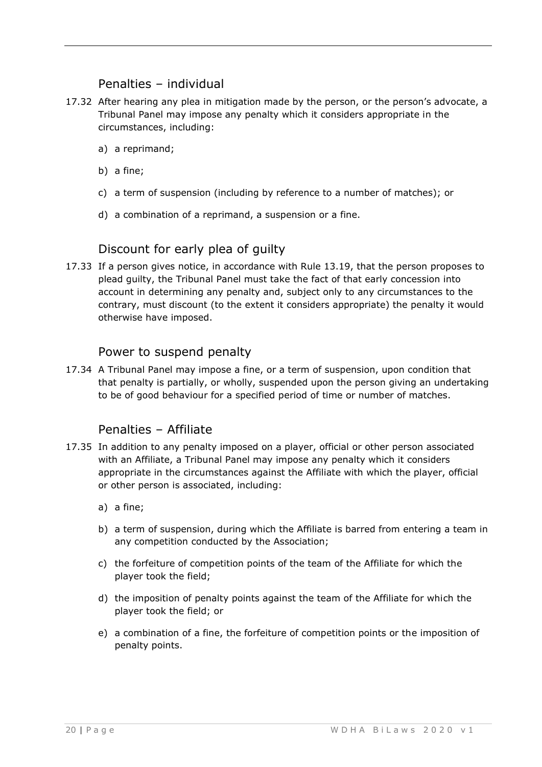## Penalties – individual

17.32 After hearing any plea in mitigation made by the person, or the person's advocate, a Tribunal Panel may impose any penalty which it considers appropriate in the circumstances, including:

a) a reprimand;

b) a fine;

c) a term of suspension (including by reference to a number of matches); or

d) a combination of a reprimand, a suspension or a fine.

## Discount for early plea of guilty

17.33 If a person gives notice, in accordance with Rule 13.19, that the person proposes to plead guilty, the Tribunal Panel must take the fact of that early concession into account in determining any penalty and, subject only to any circumstances to the contrary, must discount (to the extent it considers appropriate) the penalty it would otherwise have imposed.

## Power to suspend penalty

17.34 A Tribunal Panel may impose a fine, or a term of suspension, upon condition that that penalty is partially, or wholly, suspended upon the person giving an undertaking to be of good behaviour for a specified period of time or number of matches.

## Penalties – Affiliate

17.35 In addition to any penalty imposed on a player, official or other person associated with an Affiliate, a Tribunal Panel may impose any penalty which it considers appropriate in the circumstances against the Affiliate with which the player, official or other person is associated, including:

a) a fine;

b) a term of suspension, during which the Affiliate is barred from entering a team in any competition conducted by the Association;

c) the forfeiture of competition points of the team of the Affiliate for which the player took the field;

d) the imposition of penalty points against the team of the Affiliate for which the player took the field; or

e) a combination of a fine, the forfeiture of competition points or the imposition of penalty points.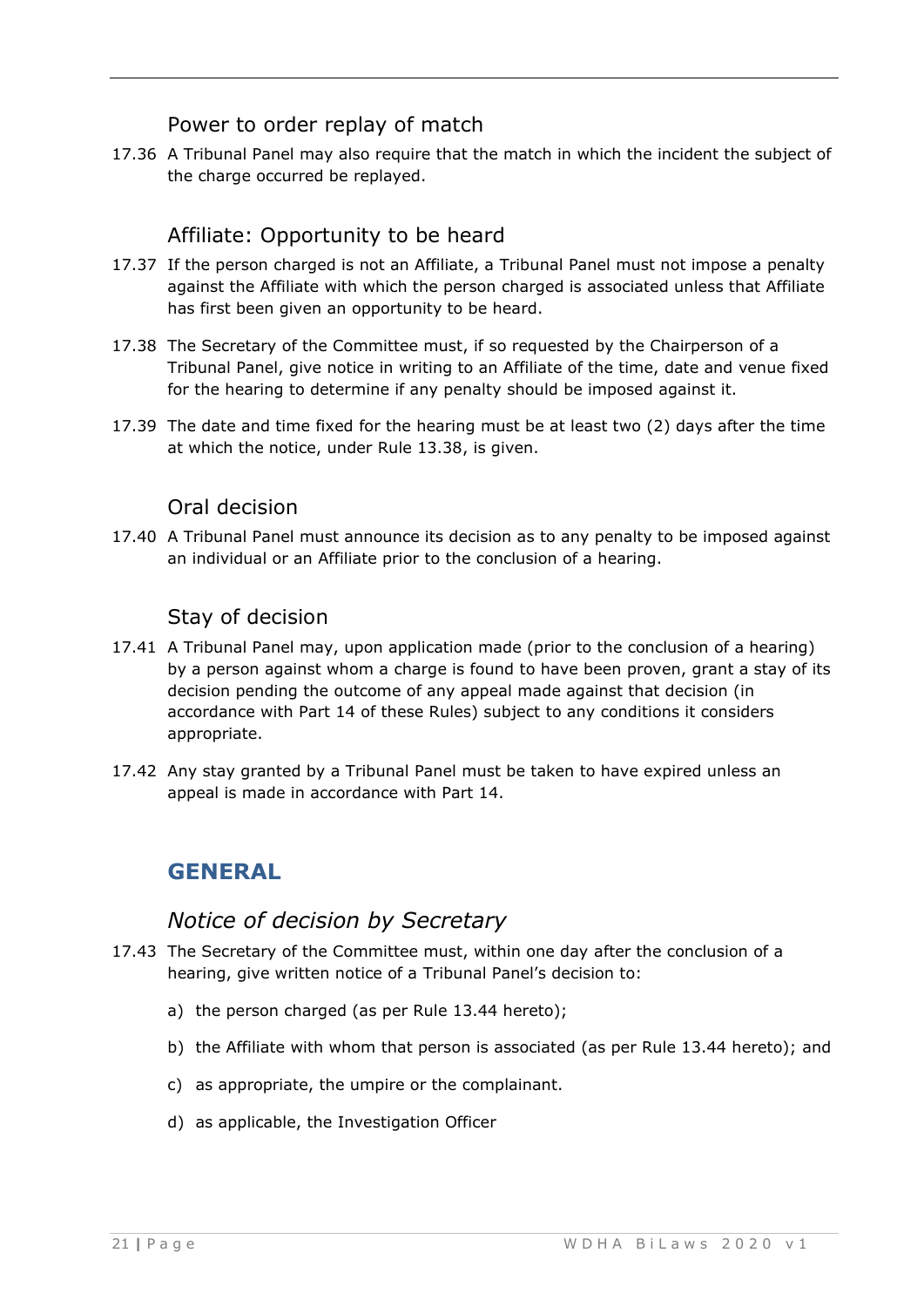### Power to order replay of match

17.36 A Tribunal Panel may also require that the match in which the incident the subject of the charge occurred be replayed.

### Affiliate: Opportunity to be heard

17.37 If the person charged is not an Affiliate, a Tribunal Panel must not impose a penalty against the Affiliate with which the person charged is associated unless that Affiliate has first been given an opportunity to be heard.

17.38 The Secretary of the Committee must, if so requested by the Chairperson of a Tribunal Panel, give notice in writing to an Affiliate of the time, date and venue fixed for the hearing to determine if any penalty should be imposed against it.

17.39 The date and time fixed for the hearing must be at least two (2) days after the time at which the notice, under Rule 13.38, is given.

### Oral decision

17.40 A Tribunal Panel must announce its decision as to any penalty to be imposed against an individual or an Affiliate prior to the conclusion of a hearing.

### Stay of decision

17.41 A Tribunal Panel may, upon application made (prior to the conclusion of a hearing) by a person against whom a charge is found to have been proven, grant a stay of its decision pending the outcome of any appeal made against that decision (in accordance with Part 14 of these Rules) subject to any conditions it considers appropriate.

17.42 Any stay granted by a Tribunal Panel must be taken to have expired unless an appeal is made in accordance with Part 14.

## GENERAL

### *Notice of decision by Secretary*

17.43 The Secretary of the Committee must, within one day after the conclusion of a hearing, give written notice of a Tribunal Panel's decision to:

a) the person charged (as per Rule 13.44 hereto);

b) the Affiliate with whom that person is associated (as per Rule 13.44 hereto); and

c) as appropriate, the umpire or the complainant.

d) as applicable, the Investigation Officer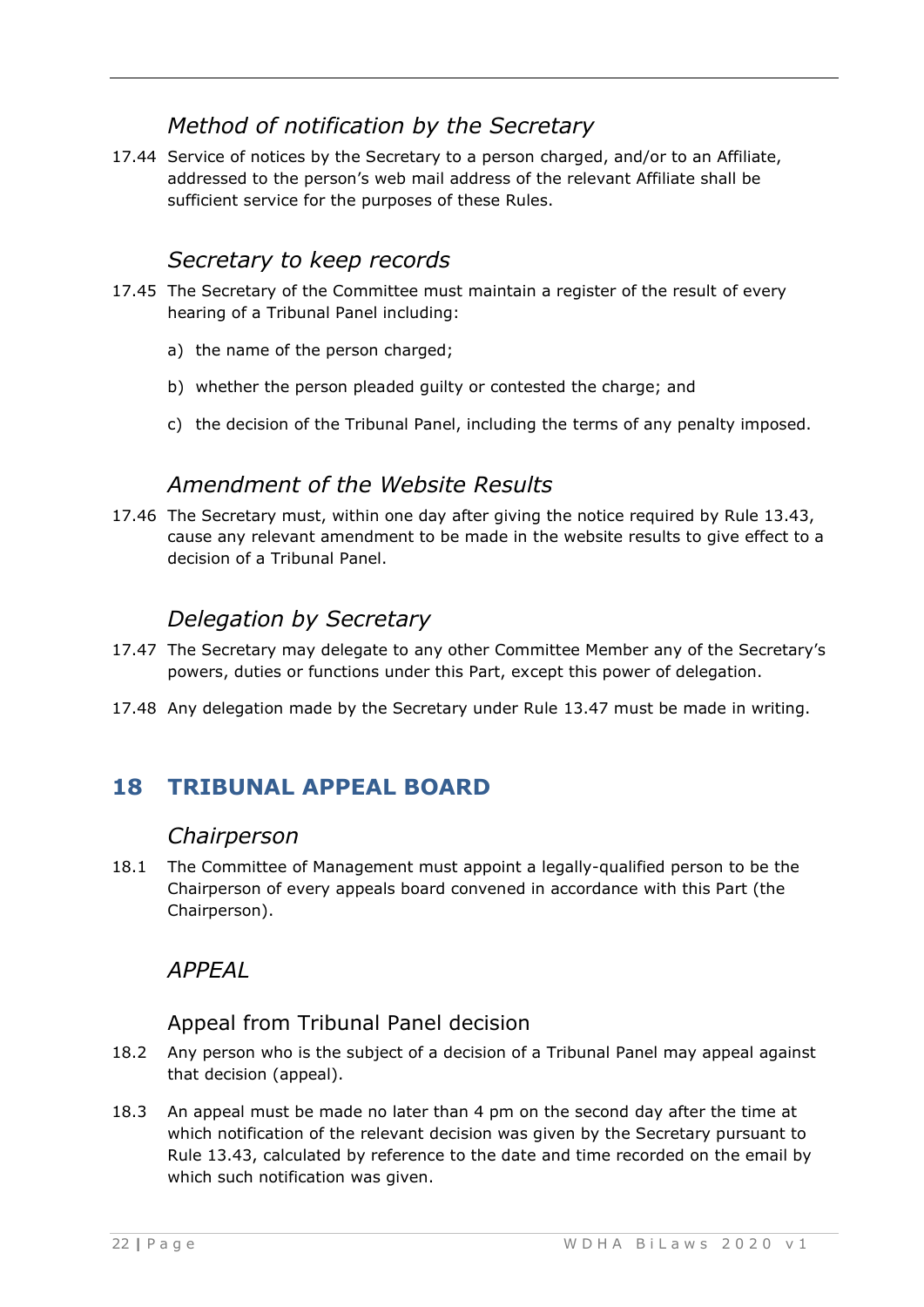### *Method of notification by the Secretary*

17.44 Service of notices by the Secretary to a person charged, and/or to an Affiliate, addressed to the person's web mail address of the relevant Affiliate shall be sufficient service for the purposes of these Rules.

### *Secretary to keep records*

17.45 The Secretary of the Committee must maintain a register of the result of every hearing of a Tribunal Panel including:

a) the name of the person charged;

b) whether the person pleaded guilty or contested the charge; and

c) the decision of the Tribunal Panel, including the terms of any penalty imposed.

### *Amendment of the Website Results*

17.46 The Secretary must, within one day after giving the notice required by Rule 13.43, cause any relevant amendment to be made in the website results to give effect to a decision of a Tribunal Panel.

### *Delegation by Secretary*

17.47 The Secretary may delegate to any other Committee Member any of the Secretary's powers, duties or functions under this Part, except this power of delegation.

17.48 Any delegation made by the Secretary under Rule 13.47 must be made in writing.

## 18 TRIBUNAL APPEAL BOARD

### *Chairperson*

18.1 The Committee of Management must appoint a legally-qualified person to be the Chairperson of every appeals board convened in accordance with this Part (the Chairperson).

### *APPEAL*

#### Appeal from Tribunal Panel decision

18.2 Any person who is the subject of a decision of a Tribunal Panel may appeal against that decision (appeal).

18.3 An appeal must be made no later than 4 pm on the second day after the time at which notification of the relevant decision was given by the Secretary pursuant to Rule 13.43, calculated by reference to the date and time recorded on the email by which such notification was given.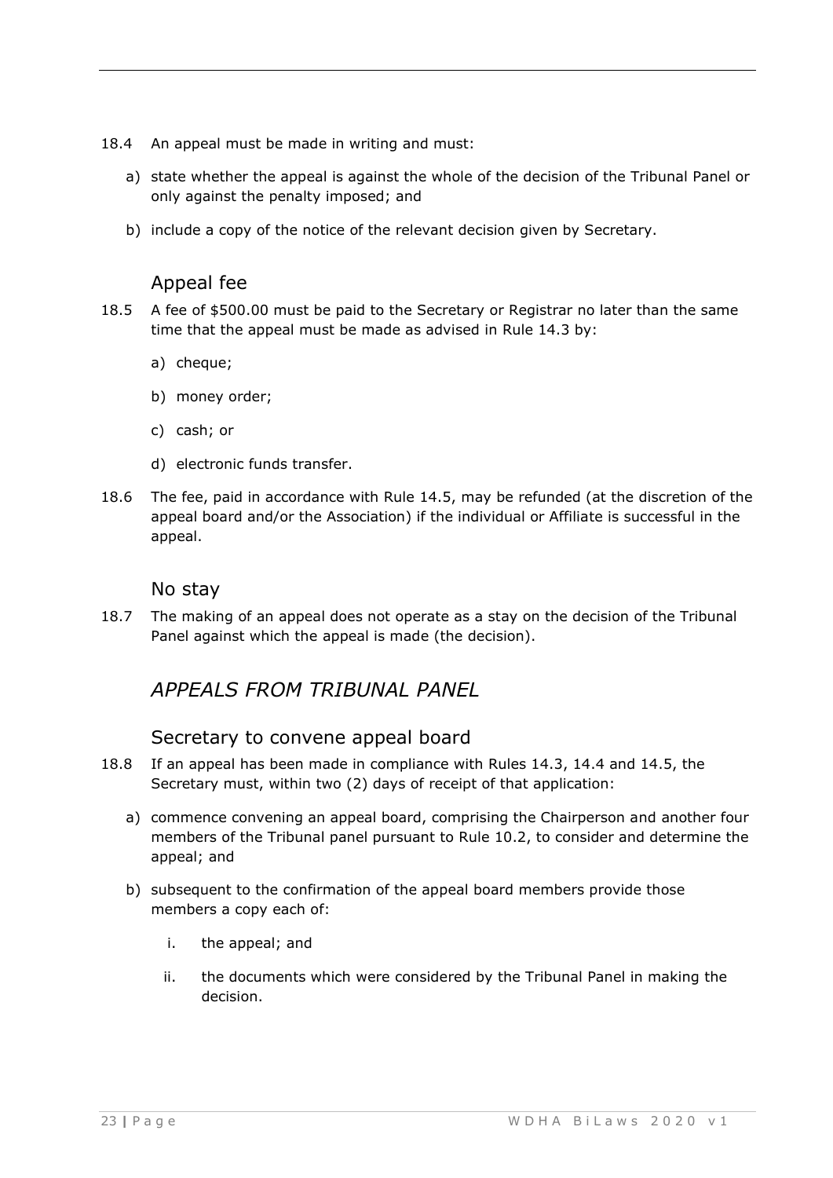18.4 An appeal must be made in writing and must:

a) state whether the appeal is against the whole of the decision of the Tribunal Panel or only against the penalty imposed; and

b) include a copy of the notice of the relevant decision given by Secretary.

### Appeal fee

18.5 A fee of $500.00 must be paid to the Secretary or Registrar no later than the same time that the appeal must be made as advised in Rule 14.3 by:

a) cheque;

b) money order;

c) cash; or

d) electronic funds transfer.

18.6 The fee, paid in accordance with Rule 14.5, may be refunded (at the discretion of the appeal board and/or the Association) if the individual or Affiliate is successful in the appeal.

### No stay

18.7 The making of an appeal does not operate as a stay on the decision of the Tribunal Panel against which the appeal is made (the decision).

## *APPEALS FROM TRIBUNAL PANEL*

### Secretary to convene appeal board

18.8 If an appeal has been made in compliance with Rules 14.3, 14.4 and 14.5, the Secretary must, within two (2) days of receipt of that application:

a) commence convening an appeal board, comprising the Chairperson and another four members of the Tribunal panel pursuant to Rule 10.2, to consider and determine the appeal; and

b) subsequent to the confirmation of the appeal board members provide those members a copy each of:

   i. the appeal; and

   ii. the documents which were considered by the Tribunal Panel in making the decision.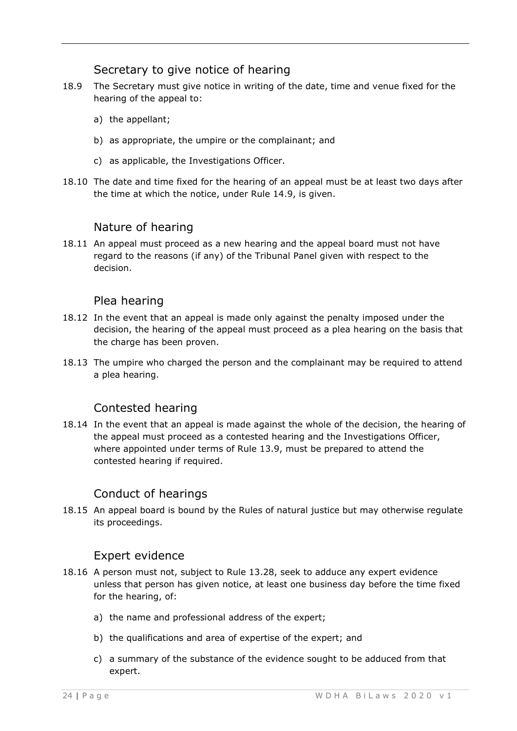### Secretary to give notice of hearing

18.9 The Secretary must give notice in writing of the date, time and venue fixed for the hearing of the appeal to:

a) the appellant;

b) as appropriate, the umpire or the complainant; and

c) as applicable, the Investigations Officer.

18.10 The date and time fixed for the hearing of an appeal must be at least two days after the time at which the notice, under Rule 14.9, is given.

### Nature of hearing

18.11 An appeal must proceed as a new hearing and the appeal board must not have regard to the reasons (if any) of the Tribunal Panel given with respect to the decision.

### Plea hearing

18.12 In the event that an appeal is made only against the penalty imposed under the decision, the hearing of the appeal must proceed as a plea hearing on the basis that the charge has been proven.

18.13 The umpire who charged the person and the complainant may be required to attend a plea hearing.

### Contested hearing

18.14 In the event that an appeal is made against the whole of the decision, the hearing of the appeal must proceed as a contested hearing and the Investigations Officer, where appointed under terms of Rule 13.9, must be prepared to attend the contested hearing if required.

### Conduct of hearings

18.15 An appeal board is bound by the Rules of natural justice but may otherwise regulate its proceedings.

### Expert evidence

18.16 A person must not, subject to Rule 13.28, seek to adduce any expert evidence unless that person has given notice, at least one business day before the time fixed for the hearing, of:

a) the name and professional address of the expert;

b) the qualifications and area of expertise of the expert; and

c) a summary of the substance of the evidence sought to be adduced from that expert.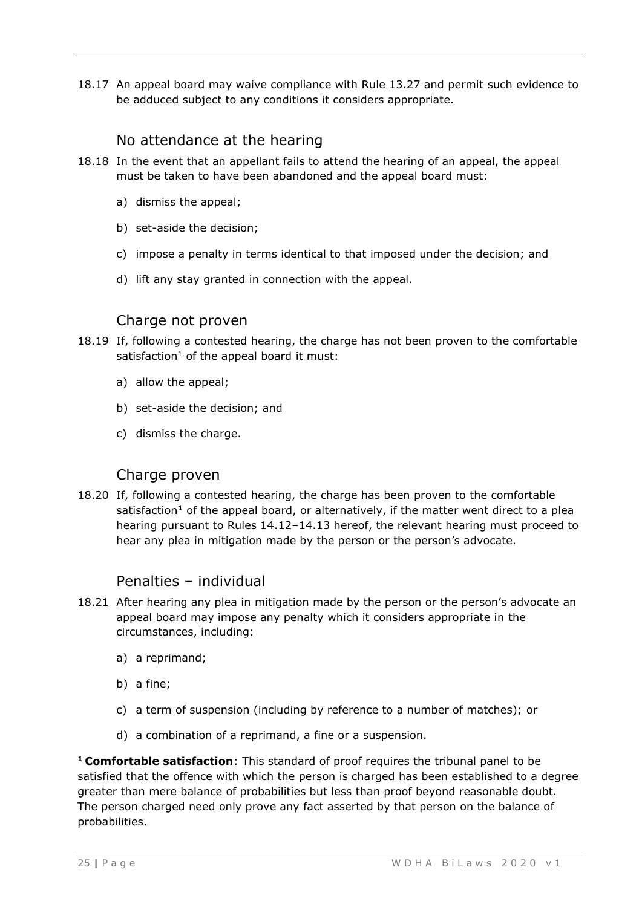18.17 An appeal board may waive compliance with Rule 13.27 and permit such evidence to be adduced subject to any conditions it considers appropriate.

### No attendance at the hearing

18.18 In the event that an appellant fails to attend the hearing of an appeal, the appeal must be taken to have been abandoned and the appeal board must:

a) dismiss the appeal;

b) set-aside the decision;

c) impose a penalty in terms identical to that imposed under the decision; and

d) lift any stay granted in connection with the appeal.

### Charge not proven

18.19 If, following a contested hearing, the charge has not been proven to the comfortable satisfaction[1] of the appeal board it must:

a) allow the appeal;

b) set-aside the decision; and

c) dismiss the charge.

### Charge proven

18.20 If, following a contested hearing, the charge has been proven to the comfortable satisfaction[1] of the appeal board, or alternatively, if the matter went direct to a plea hearing pursuant to Rules 14.12–14.13 hereof, the relevant hearing must proceed to hear any plea in mitigation made by the person or the person's advocate.

### Penalties – individual

18.21 After hearing any plea in mitigation made by the person or the person's advocate an appeal board may impose any penalty which it considers appropriate in the circumstances, including:

a) a reprimand;

b) a fine;

c) a term of suspension (including by reference to a number of matches); or

d) a combination of a reprimand, a fine or a suspension.

[1] **Comfortable satisfaction**: This standard of proof requires the tribunal panel to be satisfied that the offence with which the person is charged has been established to a degree greater than mere balance of probabilities but less than proof beyond reasonable doubt. The person charged need only prove any fact asserted by that person on the balance of probabilities.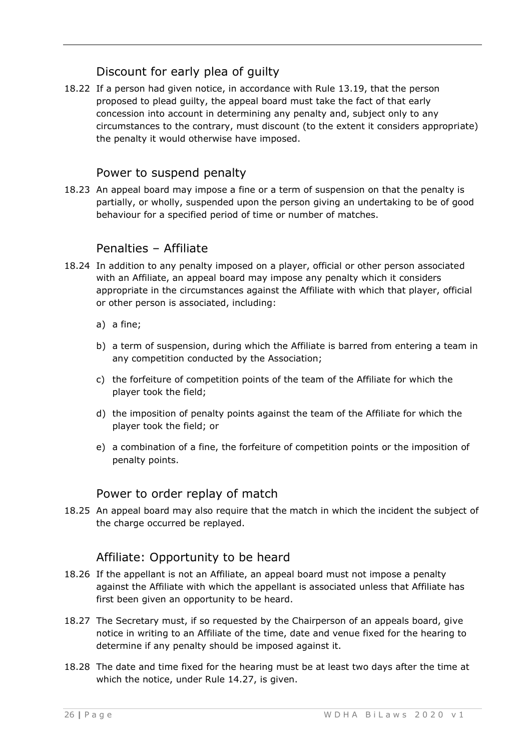## Discount for early plea of guilty

18.22 If a person had given notice, in accordance with Rule 13.19, that the person proposed to plead guilty, the appeal board must take the fact of that early concession into account in determining any penalty and, subject only to any circumstances to the contrary, must discount (to the extent it considers appropriate) the penalty it would otherwise have imposed.

## Power to suspend penalty

18.23 An appeal board may impose a fine or a term of suspension on that the penalty is partially, or wholly, suspended upon the person giving an undertaking to be of good behaviour for a specified period of time or number of matches.

## Penalties – Affiliate

18.24 In addition to any penalty imposed on a player, official or other person associated with an Affiliate, an appeal board may impose any penalty which it considers appropriate in the circumstances against the Affiliate with which that player, official or other person is associated, including:

a) a fine;

b) a term of suspension, during which the Affiliate is barred from entering a team in any competition conducted by the Association;

c) the forfeiture of competition points of the team of the Affiliate for which the player took the field;

d) the imposition of penalty points against the team of the Affiliate for which the player took the field; or

e) a combination of a fine, the forfeiture of competition points or the imposition of penalty points.

## Power to order replay of match

18.25 An appeal board may also require that the match in which the incident the subject of the charge occurred be replayed.

## Affiliate: Opportunity to be heard

18.26 If the appellant is not an Affiliate, an appeal board must not impose a penalty against the Affiliate with which the appellant is associated unless that Affiliate has first been given an opportunity to be heard.

18.27 The Secretary must, if so requested by the Chairperson of an appeals board, give notice in writing to an Affiliate of the time, date and venue fixed for the hearing to determine if any penalty should be imposed against it.

18.28 The date and time fixed for the hearing must be at least two days after the time at which the notice, under Rule 14.27, is given.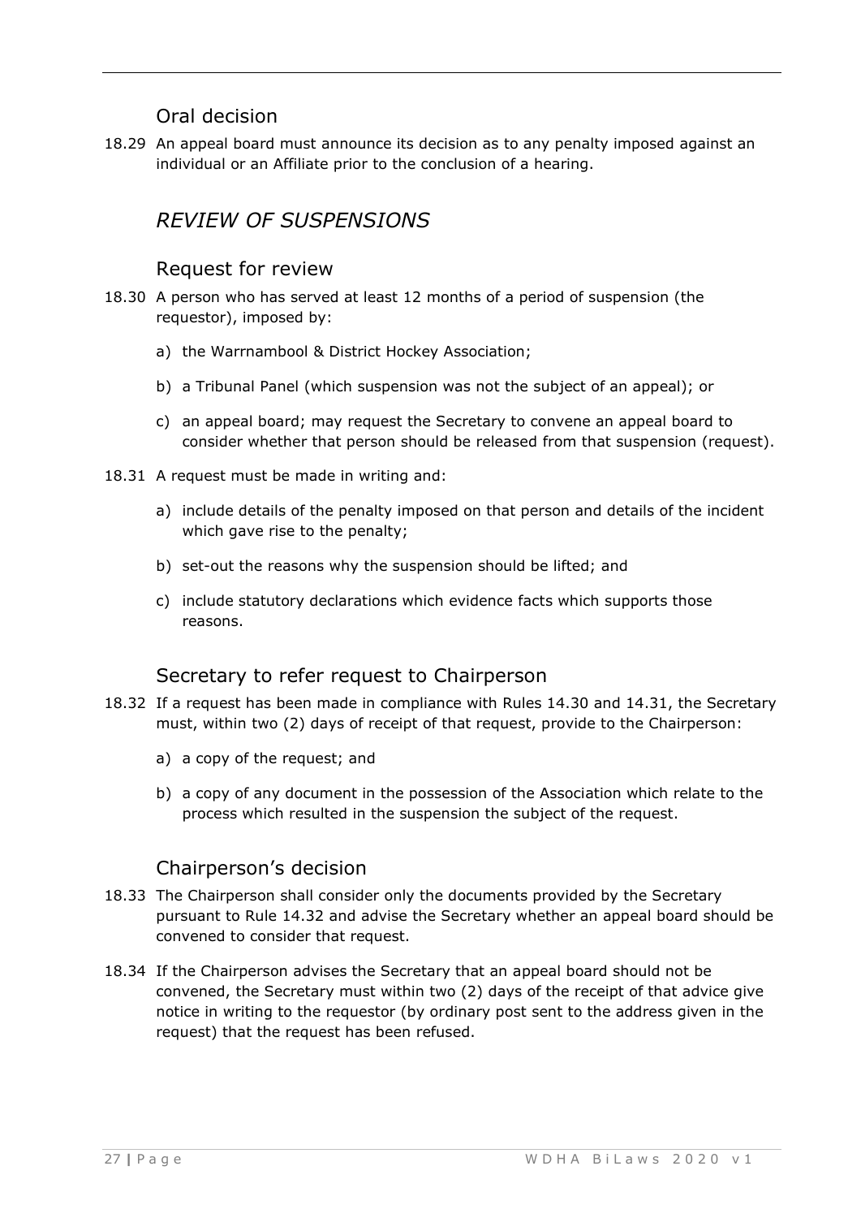## Oral decision

18.29 An appeal board must announce its decision as to any penalty imposed against an individual or an Affiliate prior to the conclusion of a hearing.

# *REVIEW OF SUSPENSIONS*

## Request for review

18.30 A person who has served at least 12 months of a period of suspension (the requestor), imposed by:

- a) the Warrnambool & District Hockey Association;
- b) a Tribunal Panel (which suspension was not the subject of an appeal); or
- c) an appeal board; may request the Secretary to convene an appeal board to consider whether that person should be released from that suspension (request).

18.31 A request must be made in writing and:

- a) include details of the penalty imposed on that person and details of the incident which gave rise to the penalty;
- b) set-out the reasons why the suspension should be lifted; and
- c) include statutory declarations which evidence facts which supports those reasons.

## Secretary to refer request to Chairperson

18.32 If a request has been made in compliance with Rules 14.30 and 14.31, the Secretary must, within two (2) days of receipt of that request, provide to the Chairperson:

- a) a copy of the request; and
- b) a copy of any document in the possession of the Association which relate to the process which resulted in the suspension the subject of the request.

## Chairperson's decision

18.33 The Chairperson shall consider only the documents provided by the Secretary pursuant to Rule 14.32 and advise the Secretary whether an appeal board should be convened to consider that request.

18.34 If the Chairperson advises the Secretary that an appeal board should not be convened, the Secretary must within two (2) days of the receipt of that advice give notice in writing to the requestor (by ordinary post sent to the address given in the request) that the request has been refused.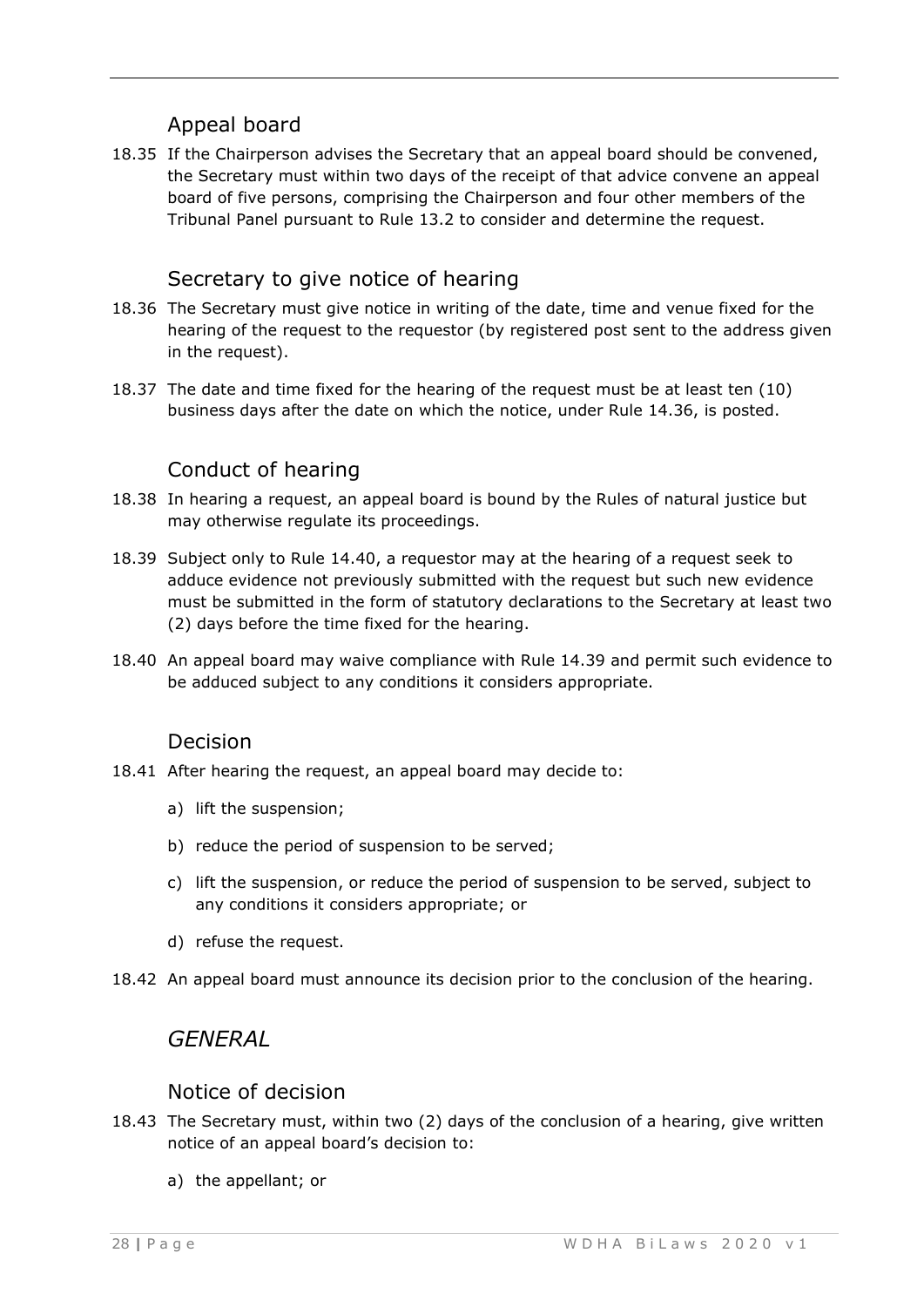### Appeal board

18.35 If the Chairperson advises the Secretary that an appeal board should be convened, the Secretary must within two days of the receipt of that advice convene an appeal board of five persons, comprising the Chairperson and four other members of the Tribunal Panel pursuant to Rule 13.2 to consider and determine the request.

### Secretary to give notice of hearing

18.36 The Secretary must give notice in writing of the date, time and venue fixed for the hearing of the request to the requestor (by registered post sent to the address given in the request).

18.37 The date and time fixed for the hearing of the request must be at least ten (10) business days after the date on which the notice, under Rule 14.36, is posted.

### Conduct of hearing

18.38 In hearing a request, an appeal board is bound by the Rules of natural justice but may otherwise regulate its proceedings.

18.39 Subject only to Rule 14.40, a requestor may at the hearing of a request seek to adduce evidence not previously submitted with the request but such new evidence must be submitted in the form of statutory declarations to the Secretary at least two (2) days before the time fixed for the hearing.

18.40 An appeal board may waive compliance with Rule 14.39 and permit such evidence to be adduced subject to any conditions it considers appropriate.

### Decision

18.41 After hearing the request, an appeal board may decide to:

a) lift the suspension;

b) reduce the period of suspension to be served;

c) lift the suspension, or reduce the period of suspension to be served, subject to any conditions it considers appropriate; or

d) refuse the request.

18.42 An appeal board must announce its decision prior to the conclusion of the hearing.

## *GENERAL*

### Notice of decision

18.43 The Secretary must, within two (2) days of the conclusion of a hearing, give written notice of an appeal board's decision to:

a) the appellant; or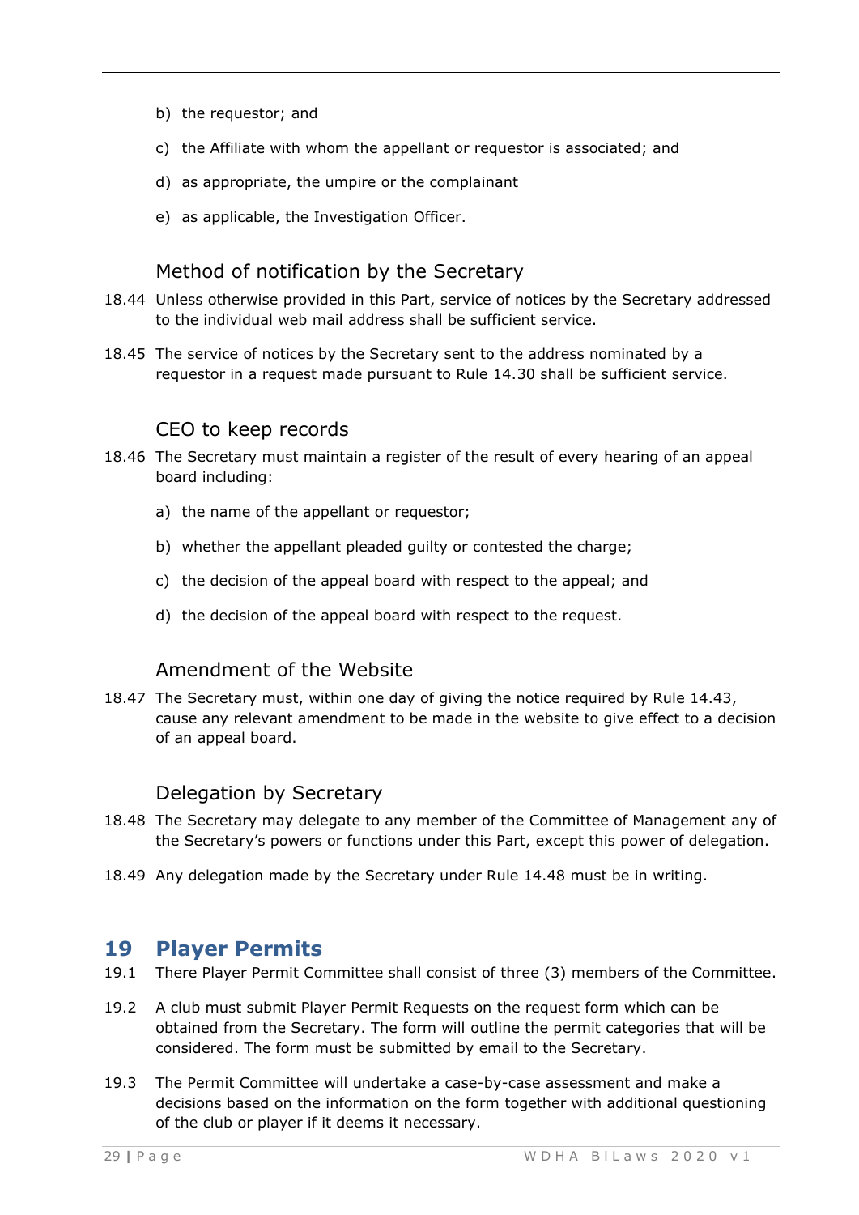b) the requestor; and

c) the Affiliate with whom the appellant or requestor is associated; and

d) as appropriate, the umpire or the complainant

e) as applicable, the Investigation Officer.

### Method of notification by the Secretary

18.44 Unless otherwise provided in this Part, service of notices by the Secretary addressed to the individual web mail address shall be sufficient service.

18.45 The service of notices by the Secretary sent to the address nominated by a requestor in a request made pursuant to Rule 14.30 shall be sufficient service.

### CEO to keep records

18.46 The Secretary must maintain a register of the result of every hearing of an appeal board including:

a) the name of the appellant or requestor;

b) whether the appellant pleaded guilty or contested the charge;

c) the decision of the appeal board with respect to the appeal; and

d) the decision of the appeal board with respect to the request.

### Amendment of the Website

18.47 The Secretary must, within one day of giving the notice required by Rule 14.43, cause any relevant amendment to be made in the website to give effect to a decision of an appeal board.

### Delegation by Secretary

18.48 The Secretary may delegate to any member of the Committee of Management any of the Secretary's powers or functions under this Part, except this power of delegation.

18.49 Any delegation made by the Secretary under Rule 14.48 must be in writing.

## 19 Player Permits

19.1 There Player Permit Committee shall consist of three (3) members of the Committee.

19.2 A club must submit Player Permit Requests on the request form which can be obtained from the Secretary. The form will outline the permit categories that will be considered. The form must be submitted by email to the Secretary.

19.3 The Permit Committee will undertake a case-by-case assessment and make a decisions based on the information on the form together with additional questioning of the club or player if it deems it necessary.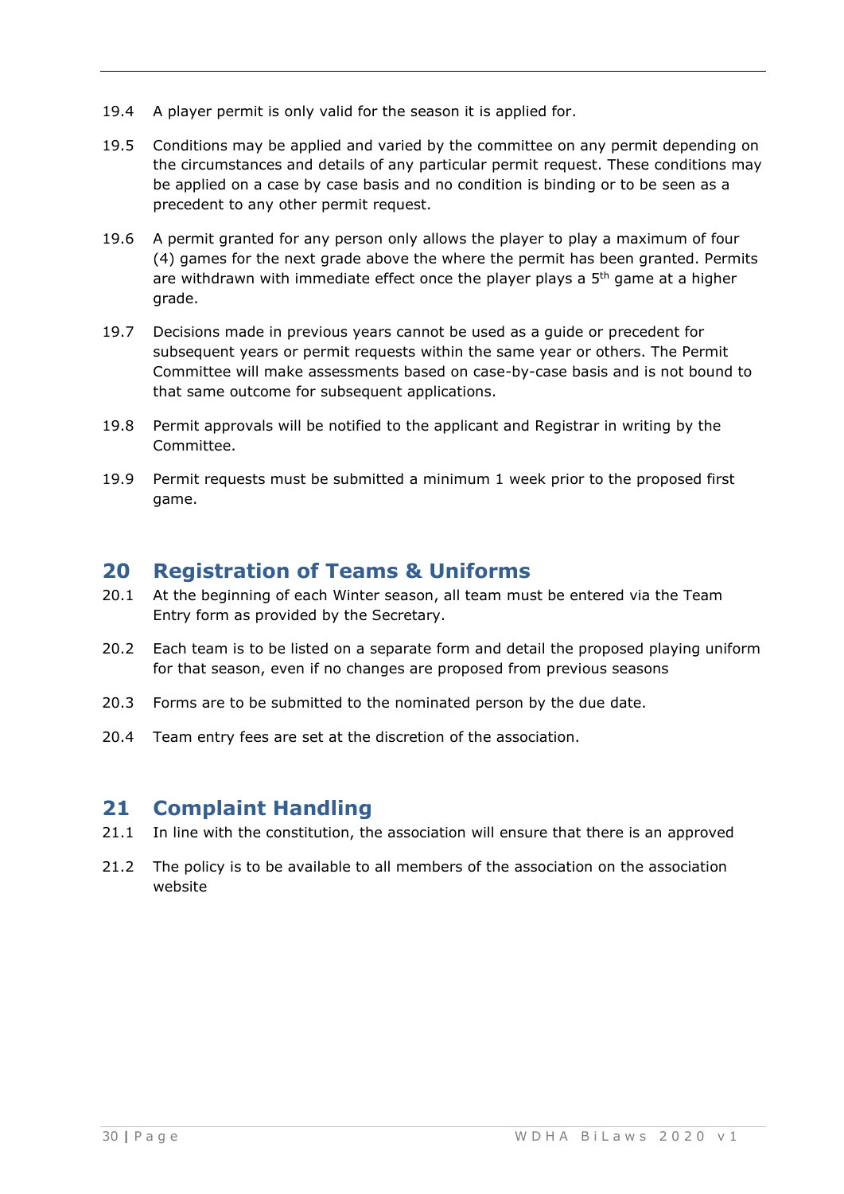19.4 A player permit is only valid for the season it is applied for.

19.5 Conditions may be applied and varied by the committee on any permit depending on the circumstances and details of any particular permit request. These conditions may be applied on a case by case basis and no condition is binding or to be seen as a precedent to any other permit request.

19.6 A permit granted for any person only allows the player to play a maximum of four (4) games for the next grade above the where the permit has been granted. Permits are withdrawn with immediate effect once the player plays a 5th game at a higher grade.

19.7 Decisions made in previous years cannot be used as a guide or precedent for subsequent years or permit requests within the same year or others. The Permit Committee will make assessments based on case-by-case basis and is not bound to that same outcome for subsequent applications.

19.8 Permit approvals will be notified to the applicant and Registrar in writing by the Committee.

19.9 Permit requests must be submitted a minimum 1 week prior to the proposed first game.

## 20 Registration of Teams & Uniforms

20.1 At the beginning of each Winter season, all team must be entered via the Team Entry form as provided by the Secretary.

20.2 Each team is to be listed on a separate form and detail the proposed playing uniform for that season, even if no changes are proposed from previous seasons

20.3 Forms are to be submitted to the nominated person by the due date.

20.4 Team entry fees are set at the discretion of the association.

## 21 Complaint Handling

21.1 In line with the constitution, the association will ensure that there is an approved

21.2 The policy is to be available to all members of the association on the association website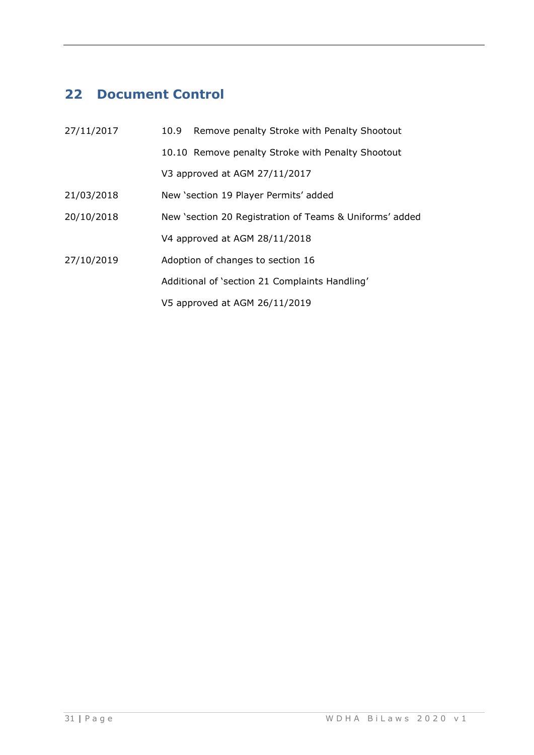## 22 Document Control

| | |
|---|---|
| 27/11/2017 | 10.9 Remove penalty Stroke with Penalty Shootout |
| | 10.10 Remove penalty Stroke with Penalty Shootout |
| | V3 approved at AGM 27/11/2017 |
| 21/03/2018 | New 'section 19 Player Permits' added |
| 20/10/2018 | New 'section 20 Registration of Teams & Uniforms' added |
| | V4 approved at AGM 28/11/2018 |
| 27/10/2019 | Adoption of changes to section 16 |
| | Additional of 'section 21 Complaints Handling' |
| | V5 approved at AGM 26/11/2019 |